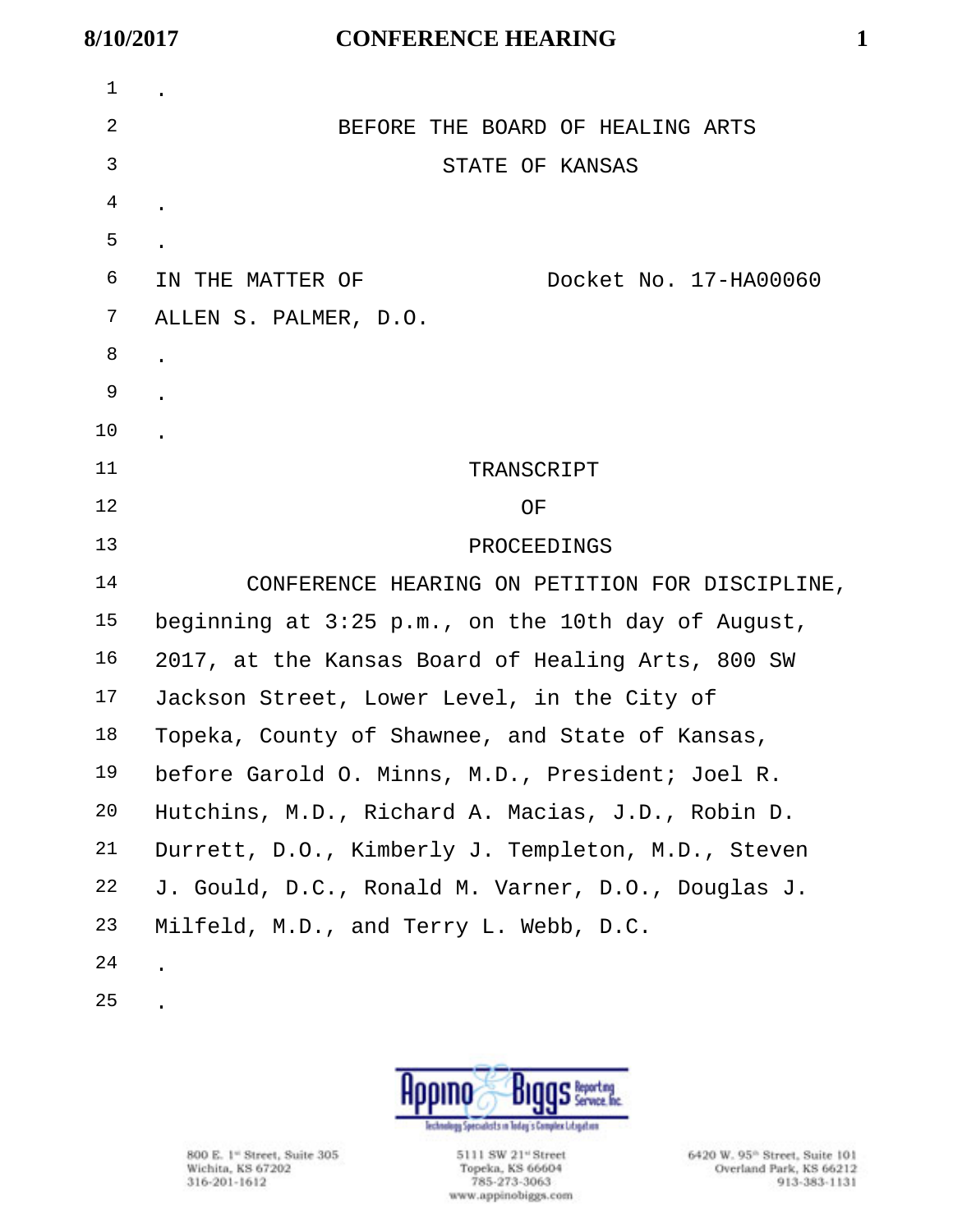BEFORE THE BOARD OF HEALING ARTS

STATE OF KANSAS

IN THE MATTER OF ALLEN S. PALMER, D.O.

Docket No. 17-HA00060

TRANSCRIPT

OF

PROCEEDINGS

CONFERENCE HEARING ON PETITION FOR DISCIPLINE, beginning at 3:25 p.m., on the 10th day of August, 2017, at the Kansas Board of Healing Arts, 800 SW Jackson Street, Lower Level, in the City of Topeka, County of Shawnee, and State of Kansas, before Garold O. Minns, M.D., President; Joel R. Hutchins, M.D., Richard A. Macias, J.D., Robin D. Durrett, D.O., Kimberly J. Templeton, M.D., Steven J. Gould, D.C., Ronald M. Varner, D.O., Douglas J. Milfeld, M.D., and Terry L. Webb, D.C.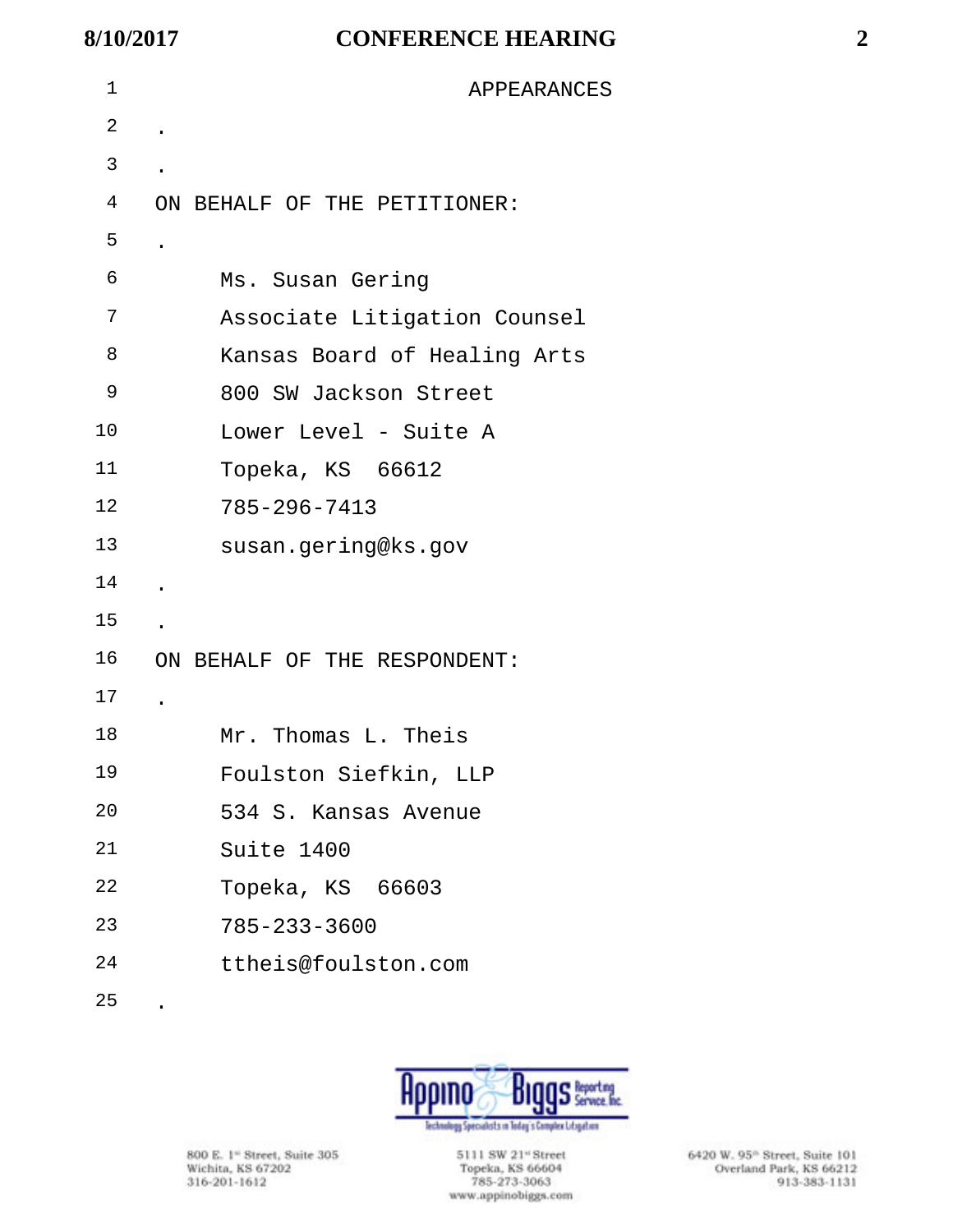# APPEARANCES

ON BEHALF OF THE PETITIONER:

Ms. Susan Gering
Associate Litigation Counsel
Kansas Board of Healing Arts
800 SW Jackson Street
Lower Level - Suite A
Topeka, KS 66612
785-296-7413
susan.gering@ks.gov

ON BEHALF OF THE RESPONDENT:

Mr. Thomas L. Theis
Foulston Siefkin, LLP
534 S. Kansas Avenue
Suite 1400
Topeka, KS 66603
785-233-3600
ttheis@foulston.com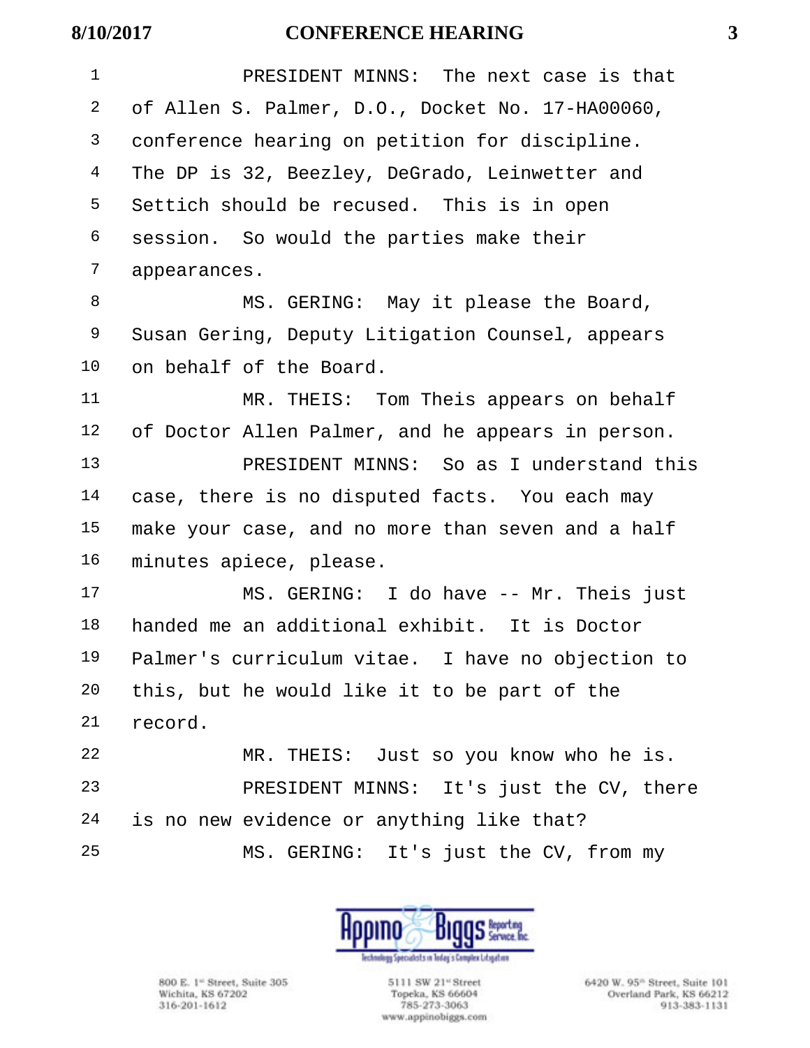1 PRESIDENT MINNS: The next case is that
2 of Allen S. Palmer, D.O., Docket No. 17-HA00060,
3 conference hearing on petition for discipline.
4 The DP is 32, Beezley, DeGrado, Leinwetter and
5 Settich should be recused. This is in open
6 session. So would the parties make their
7 appearances.
8 MS. GERING: May it please the Board,
9 Susan Gering, Deputy Litigation Counsel, appears
10 on behalf of the Board.
11 MR. THEIS: Tom Theis appears on behalf
12 of Doctor Allen Palmer, and he appears in person.
13 PRESIDENT MINNS: So as I understand this
14 case, there is no disputed facts. You each may
15 make your case, and no more than seven and a half
16 minutes apiece, please.
17 MS. GERING: I do have -- Mr. Theis just
18 handed me an additional exhibit. It is Doctor
19 Palmer's curriculum vitae. I have no objection to
20 this, but he would like it to be part of the
21 record.
22 MR. THEIS: Just so you know who he is.
23 PRESIDENT MINNS: It's just the CV, there
24 is no new evidence or anything like that?
25 MS. GERING: It's just the CV, from my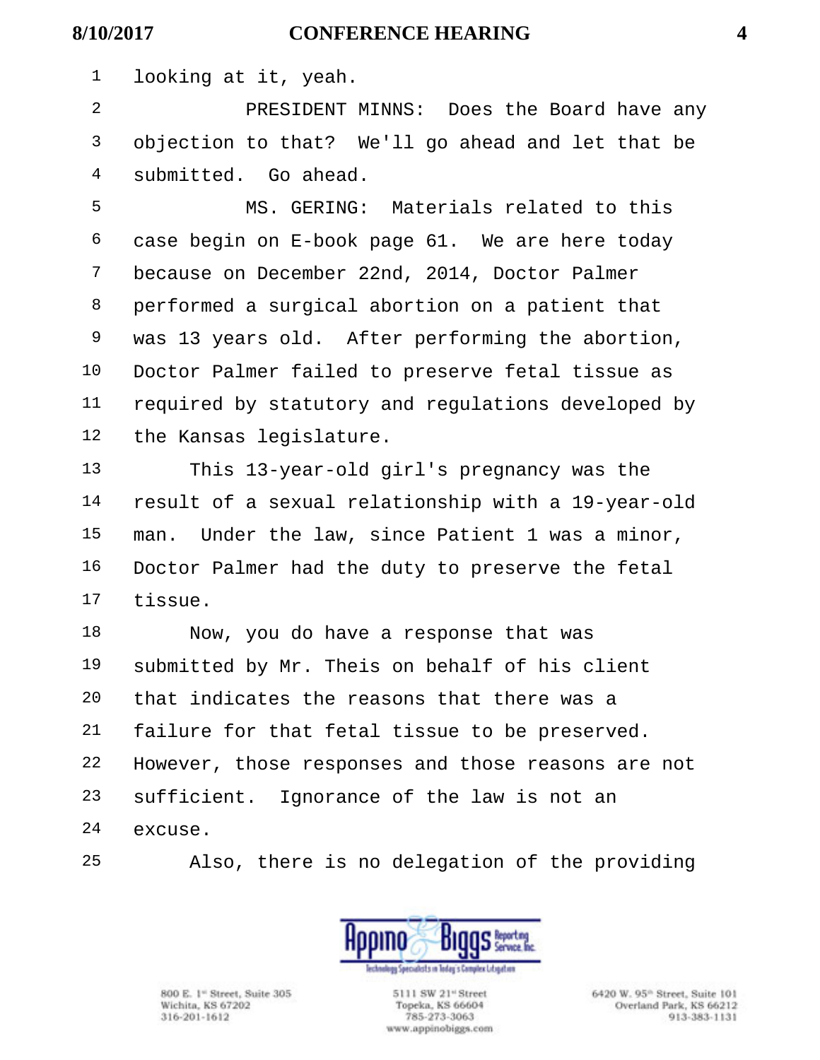looking at it, yeah.

PRESIDENT MINNS: Does the Board have any objection to that? We'll go ahead and let that be submitted. Go ahead.

MS. GERING: Materials related to this case begin on E-book page 61. We are here today because on December 22nd, 2014, Doctor Palmer performed a surgical abortion on a patient that was 13 years old. After performing the abortion, Doctor Palmer failed to preserve fetal tissue as required by statutory and regulations developed by the Kansas legislature.

This 13-year-old girl's pregnancy was the result of a sexual relationship with a 19-year-old man. Under the law, since Patient 1 was a minor, Doctor Palmer had the duty to preserve the fetal tissue.

Now, you do have a response that was submitted by Mr. Theis on behalf of his client that indicates the reasons that there was a failure for that fetal tissue to be preserved. However, those responses and those reasons are not sufficient. Ignorance of the law is not an excuse.

Also, there is no delegation of the providing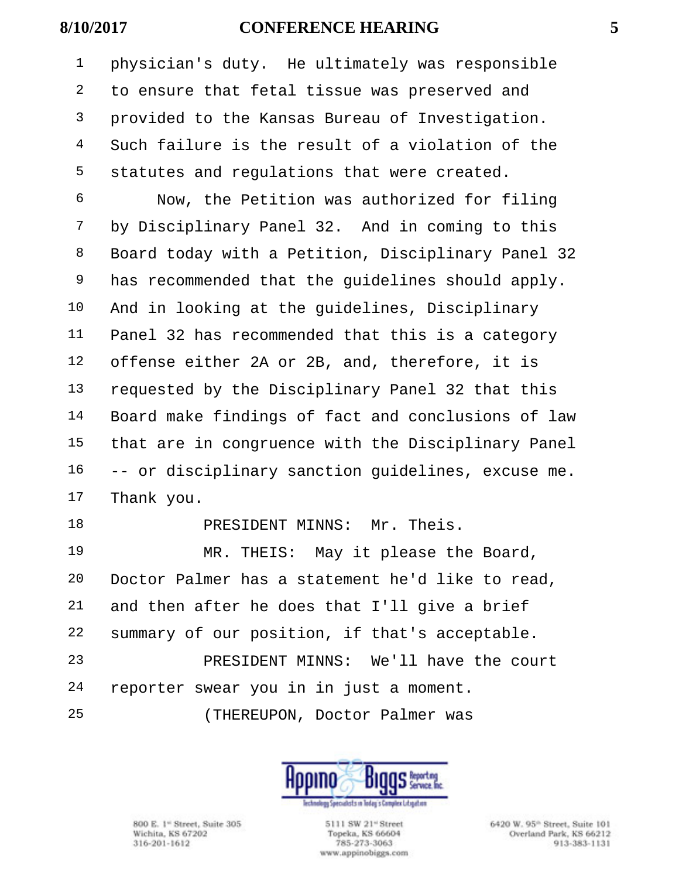1 physician's duty. He ultimately was responsible
2 to ensure that fetal tissue was preserved and
3 provided to the Kansas Bureau of Investigation.
4 Such failure is the result of a violation of the
5 statutes and regulations that were created.
6 Now, the Petition was authorized for filing
7 by Disciplinary Panel 32. And in coming to this
8 Board today with a Petition, Disciplinary Panel 32
9 has recommended that the guidelines should apply.
10 And in looking at the guidelines, Disciplinary
11 Panel 32 has recommended that this is a category
12 offense either 2A or 2B, and, therefore, it is
13 requested by the Disciplinary Panel 32 that this
14 Board make findings of fact and conclusions of law
15 that are in congruence with the Disciplinary Panel
16 -- or disciplinary sanction guidelines, excuse me.
17 Thank you.
18 PRESIDENT MINNS: Mr. Theis.
19 MR. THEIS: May it please the Board,
20 Doctor Palmer has a statement he'd like to read,
21 and then after he does that I'll give a brief
22 summary of our position, if that's acceptable.
23 PRESIDENT MINNS: We'll have the court
24 reporter swear you in in just a moment.
25 (THEREUPON, Doctor Palmer was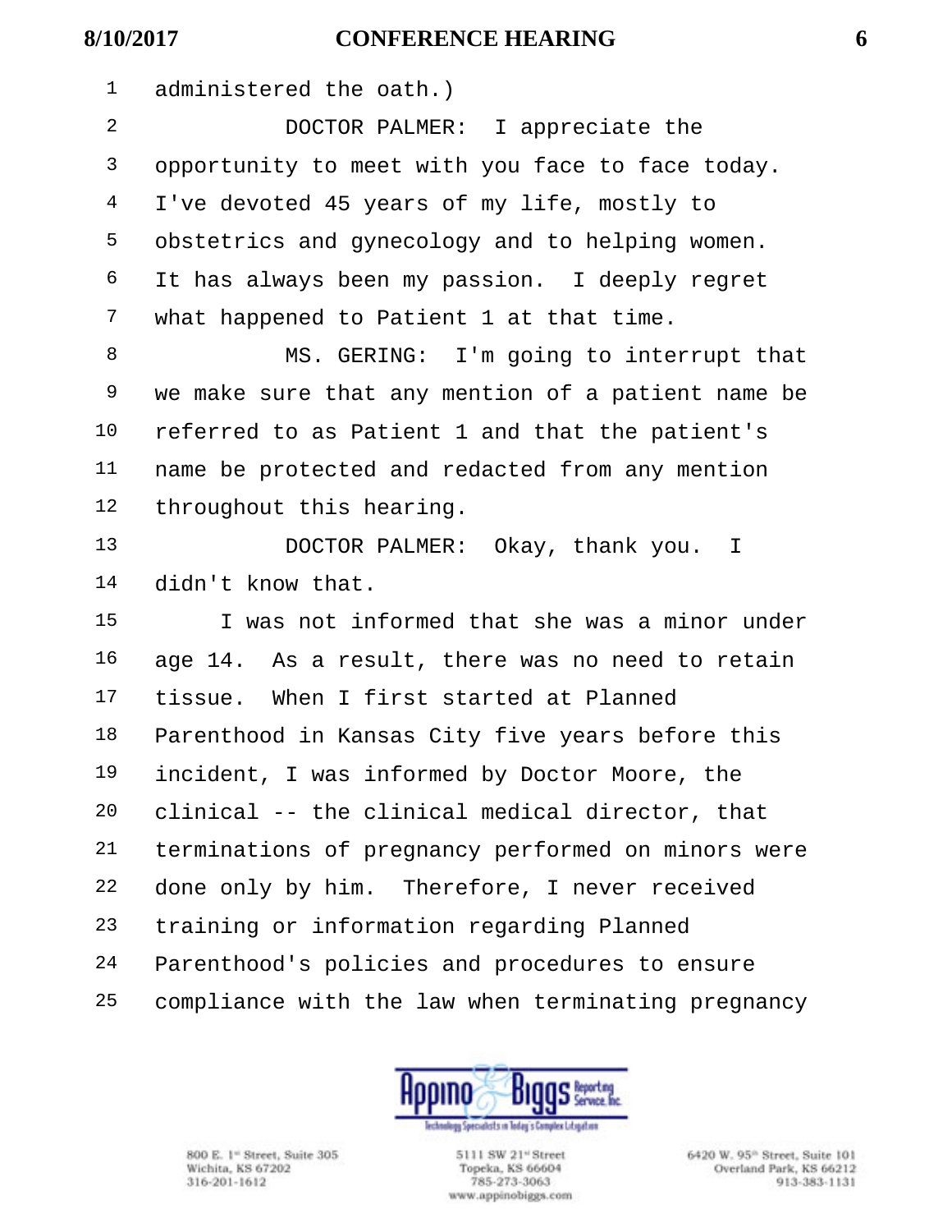administered the oath.)

DOCTOR PALMER: I appreciate the opportunity to meet with you face to face today. I've devoted 45 years of my life, mostly to obstetrics and gynecology and to helping women. It has always been my passion. I deeply regret what happened to Patient 1 at that time.

MS. GERING: I'm going to interrupt that we make sure that any mention of a patient name be referred to as Patient 1 and that the patient's name be protected and redacted from any mention throughout this hearing.

DOCTOR PALMER: Okay, thank you. I didn't know that.

I was not informed that she was a minor under age 14. As a result, there was no need to retain tissue. When I first started at Planned Parenthood in Kansas City five years before this incident, I was informed by Doctor Moore, the clinical -- the clinical medical director, that terminations of pregnancy performed on minors were done only by him. Therefore, I never received training or information regarding Planned Parenthood's policies and procedures to ensure compliance with the law when terminating pregnancy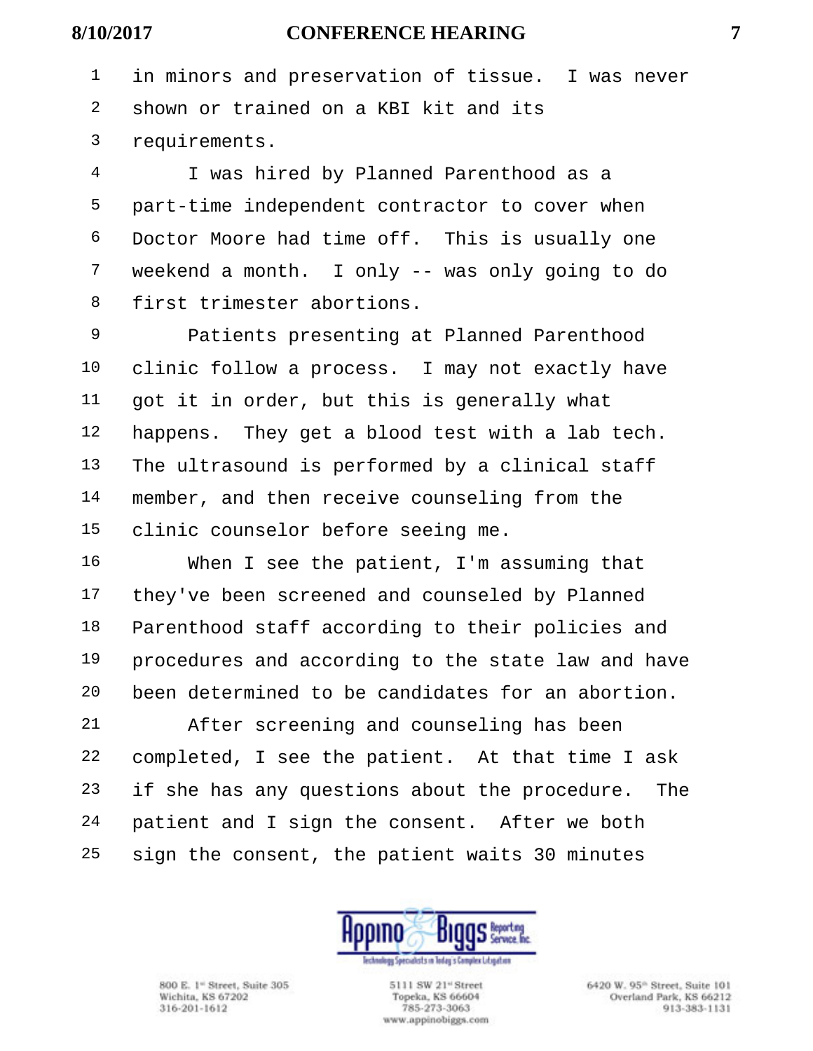in minors and preservation of tissue. I was never shown or trained on a KBI kit and its requirements.

I was hired by Planned Parenthood as a part-time independent contractor to cover when Doctor Moore had time off. This is usually one weekend a month. I only -- was only going to do first trimester abortions.

Patients presenting at Planned Parenthood clinic follow a process. I may not exactly have got it in order, but this is generally what happens. They get a blood test with a lab tech. The ultrasound is performed by a clinical staff member, and then receive counseling from the clinic counselor before seeing me.

When I see the patient, I'm assuming that they've been screened and counseled by Planned Parenthood staff according to their policies and procedures and according to the state law and have been determined to be candidates for an abortion.

After screening and counseling has been completed, I see the patient. At that time I ask if she has any questions about the procedure. The patient and I sign the consent. After we both sign the consent, the patient waits 30 minutes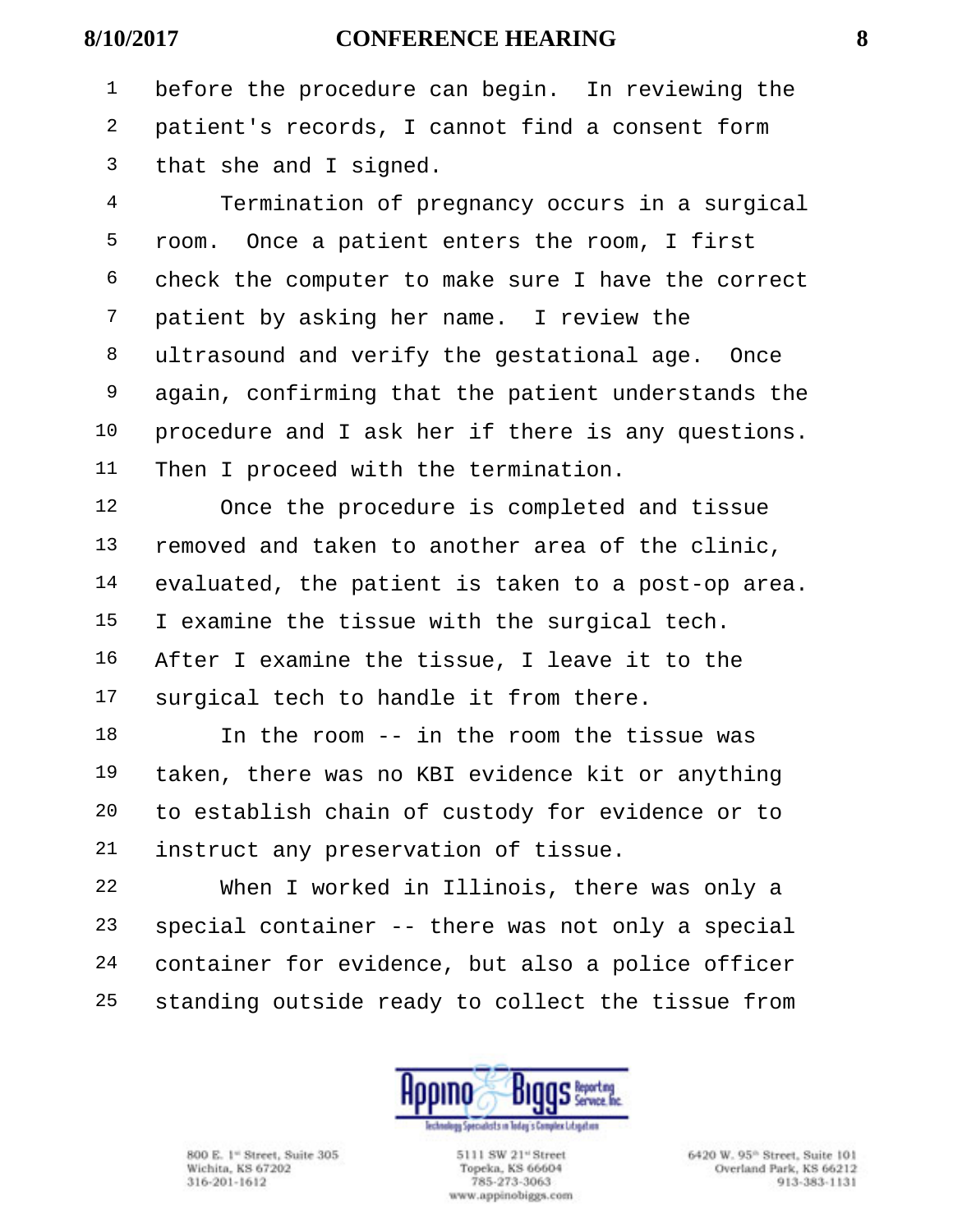before the procedure can begin. In reviewing the patient's records, I cannot find a consent form that she and I signed.

Termination of pregnancy occurs in a surgical room. Once a patient enters the room, I first check the computer to make sure I have the correct patient by asking her name. I review the ultrasound and verify the gestational age. Once again, confirming that the patient understands the procedure and I ask her if there is any questions. Then I proceed with the termination.

Once the procedure is completed and tissue removed and taken to another area of the clinic, evaluated, the patient is taken to a post-op area. I examine the tissue with the surgical tech. After I examine the tissue, I leave it to the surgical tech to handle it from there.

In the room -- in the room the tissue was taken, there was no KBI evidence kit or anything to establish chain of custody for evidence or to instruct any preservation of tissue.

When I worked in Illinois, there was only a special container -- there was not only a special container for evidence, but also a police officer standing outside ready to collect the tissue from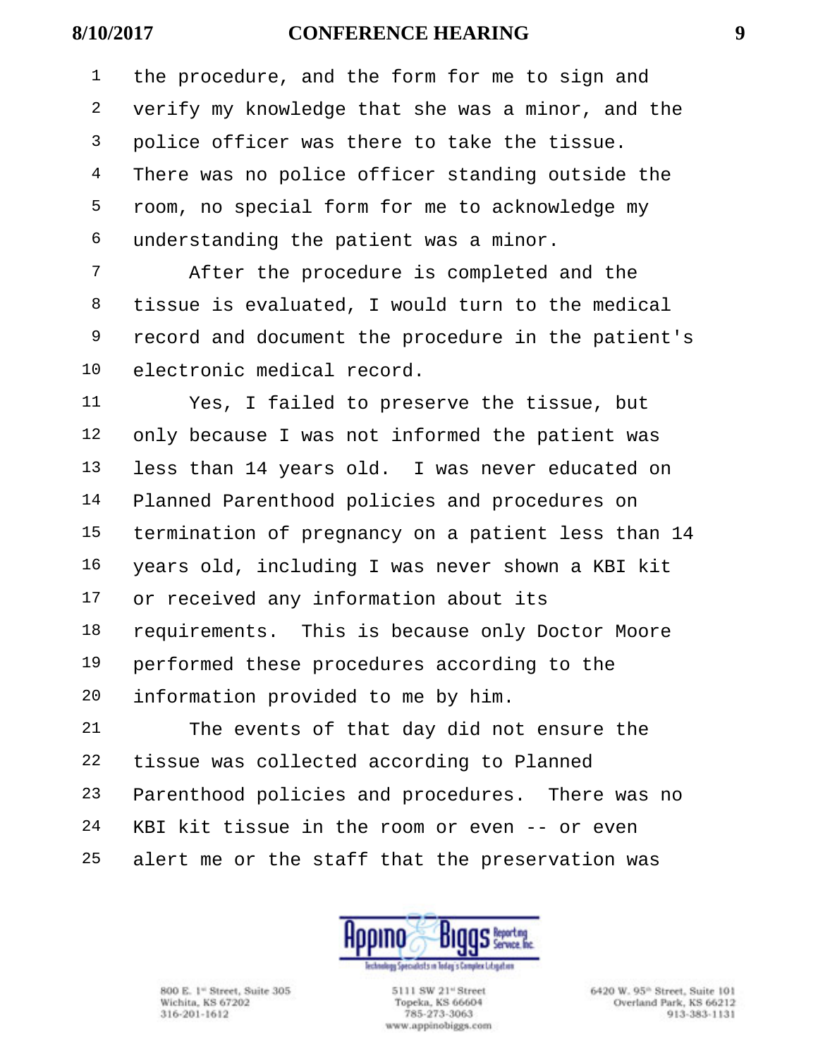the procedure, and the form for me to sign and verify my knowledge that she was a minor, and the police officer was there to take the tissue. There was no police officer standing outside the room, no special form for me to acknowledge my understanding the patient was a minor.

After the procedure is completed and the tissue is evaluated, I would turn to the medical record and document the procedure in the patient's electronic medical record.

Yes, I failed to preserve the tissue, but only because I was not informed the patient was less than 14 years old. I was never educated on Planned Parenthood policies and procedures on termination of pregnancy on a patient less than 14 years old, including I was never shown a KBI kit or received any information about its requirements. This is because only Doctor Moore performed these procedures according to the information provided to me by him.

The events of that day did not ensure the tissue was collected according to Planned Parenthood policies and procedures. There was no KBI kit tissue in the room or even -- or even alert me or the staff that the preservation was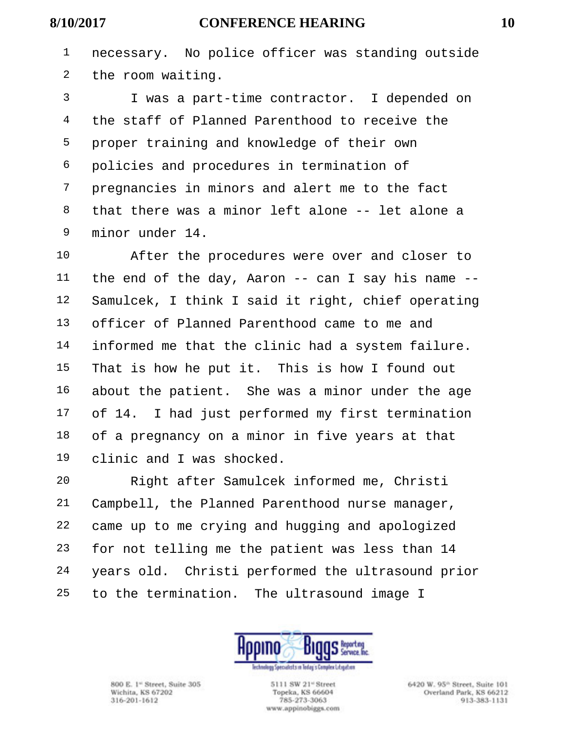necessary. No police officer was standing outside the room waiting.

I was a part-time contractor. I depended on the staff of Planned Parenthood to receive the proper training and knowledge of their own policies and procedures in termination of pregnancies in minors and alert me to the fact that there was a minor left alone -- let alone a minor under 14.

After the procedures were over and closer to the end of the day, Aaron -- can I say his name -- Samulcek, I think I said it right, chief operating officer of Planned Parenthood came to me and informed me that the clinic had a system failure. That is how he put it. This is how I found out about the patient. She was a minor under the age of 14. I had just performed my first termination of a pregnancy on a minor in five years at that clinic and I was shocked.

Right after Samulcek informed me, Christi Campbell, the Planned Parenthood nurse manager, came up to me crying and hugging and apologized for not telling me the patient was less than 14 years old. Christi performed the ultrasound prior to the termination. The ultrasound image I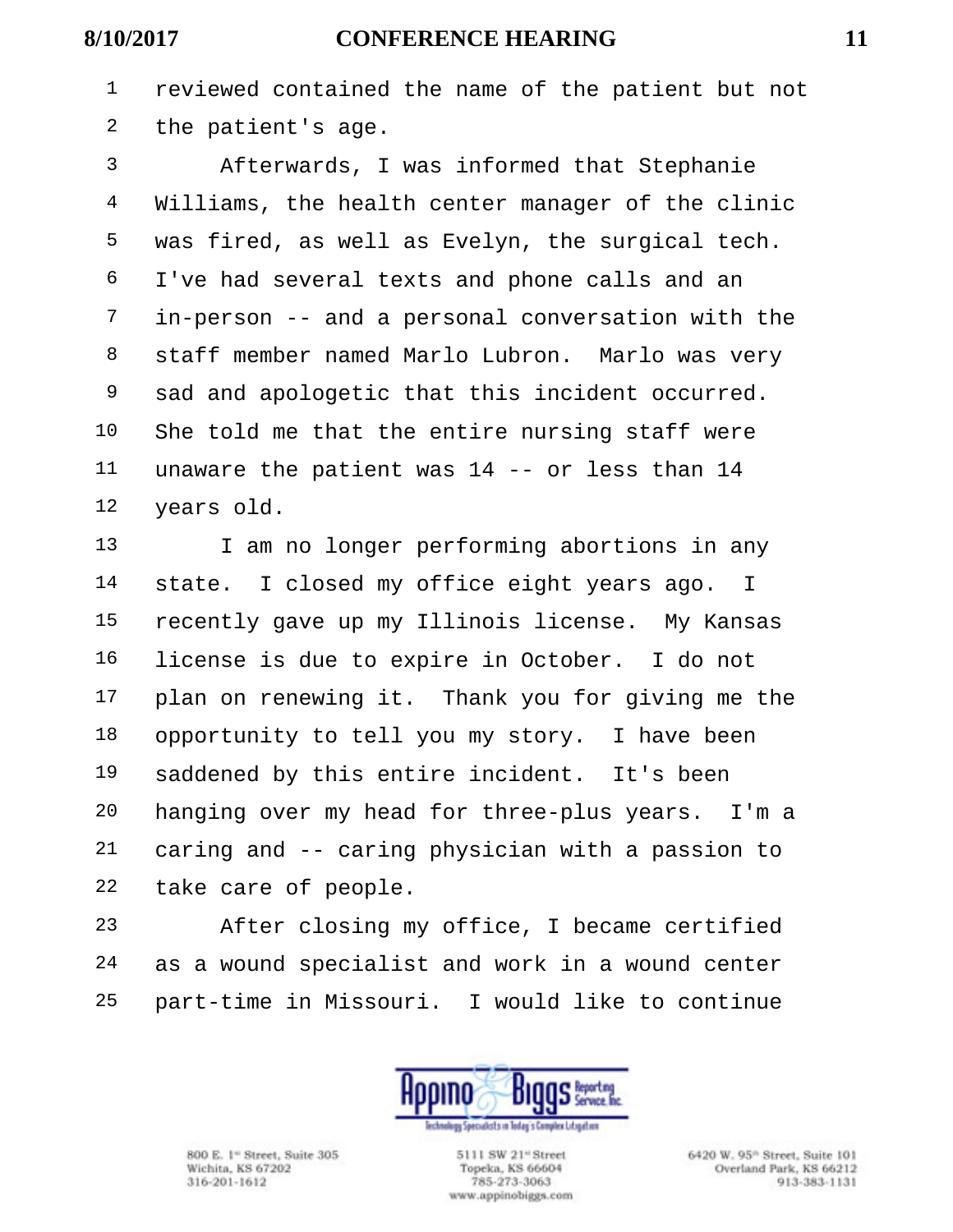reviewed contained the name of the patient but not the patient's age.

Afterwards, I was informed that Stephanie Williams, the health center manager of the clinic was fired, as well as Evelyn, the surgical tech. I've had several texts and phone calls and an in-person -- and a personal conversation with the staff member named Marlo Lubron. Marlo was very sad and apologetic that this incident occurred. She told me that the entire nursing staff were unaware the patient was 14 -- or less than 14 years old.

I am no longer performing abortions in any state. I closed my office eight years ago. I recently gave up my Illinois license. My Kansas license is due to expire in October. I do not plan on renewing it. Thank you for giving me the opportunity to tell you my story. I have been saddened by this entire incident. It's been hanging over my head for three-plus years. I'm a caring and -- caring physician with a passion to take care of people.

After closing my office, I became certified as a wound specialist and work in a wound center part-time in Missouri. I would like to continue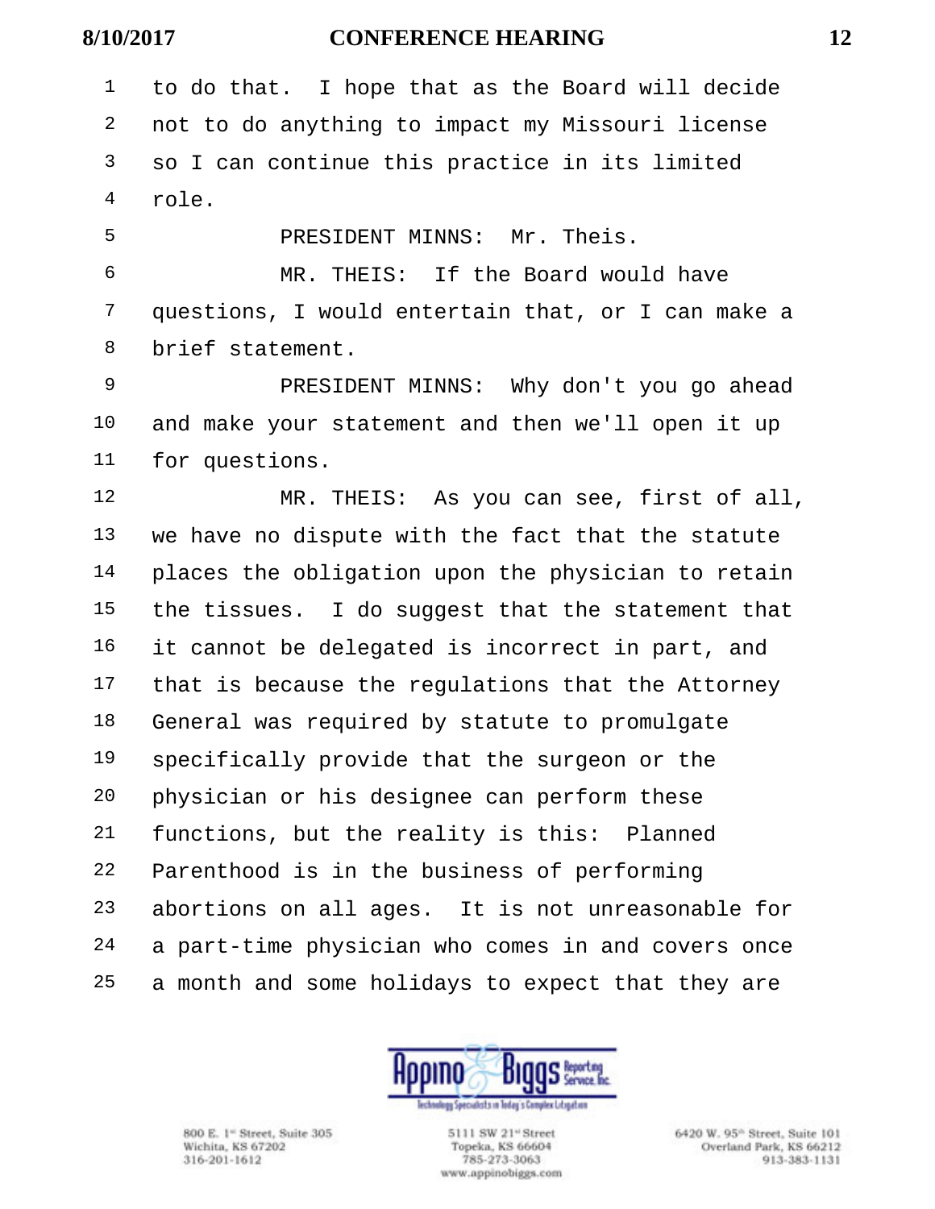1 to do that. I hope that as the Board will decide
2 not to do anything to impact my Missouri license
3 so I can continue this practice in its limited
4 role.

5 PRESIDENT MINNS: Mr. Theis.

6 MR. THEIS: If the Board would have
7 questions, I would entertain that, or I can make a
8 brief statement.

9 PRESIDENT MINNS: Why don't you go ahead
10 and make your statement and then we'll open it up
11 for questions.

12 MR. THEIS: As you can see, first of all,
13 we have no dispute with the fact that the statute
14 places the obligation upon the physician to retain
15 the tissues. I do suggest that the statement that
16 it cannot be delegated is incorrect in part, and
17 that is because the regulations that the Attorney
18 General was required by statute to promulgate
19 specifically provide that the surgeon or the
20 physician or his designee can perform these
21 functions, but the reality is this: Planned
22 Parenthood is in the business of performing
23 abortions on all ages. It is not unreasonable for
24 a part-time physician who comes in and covers once
25 a month and some holidays to expect that they are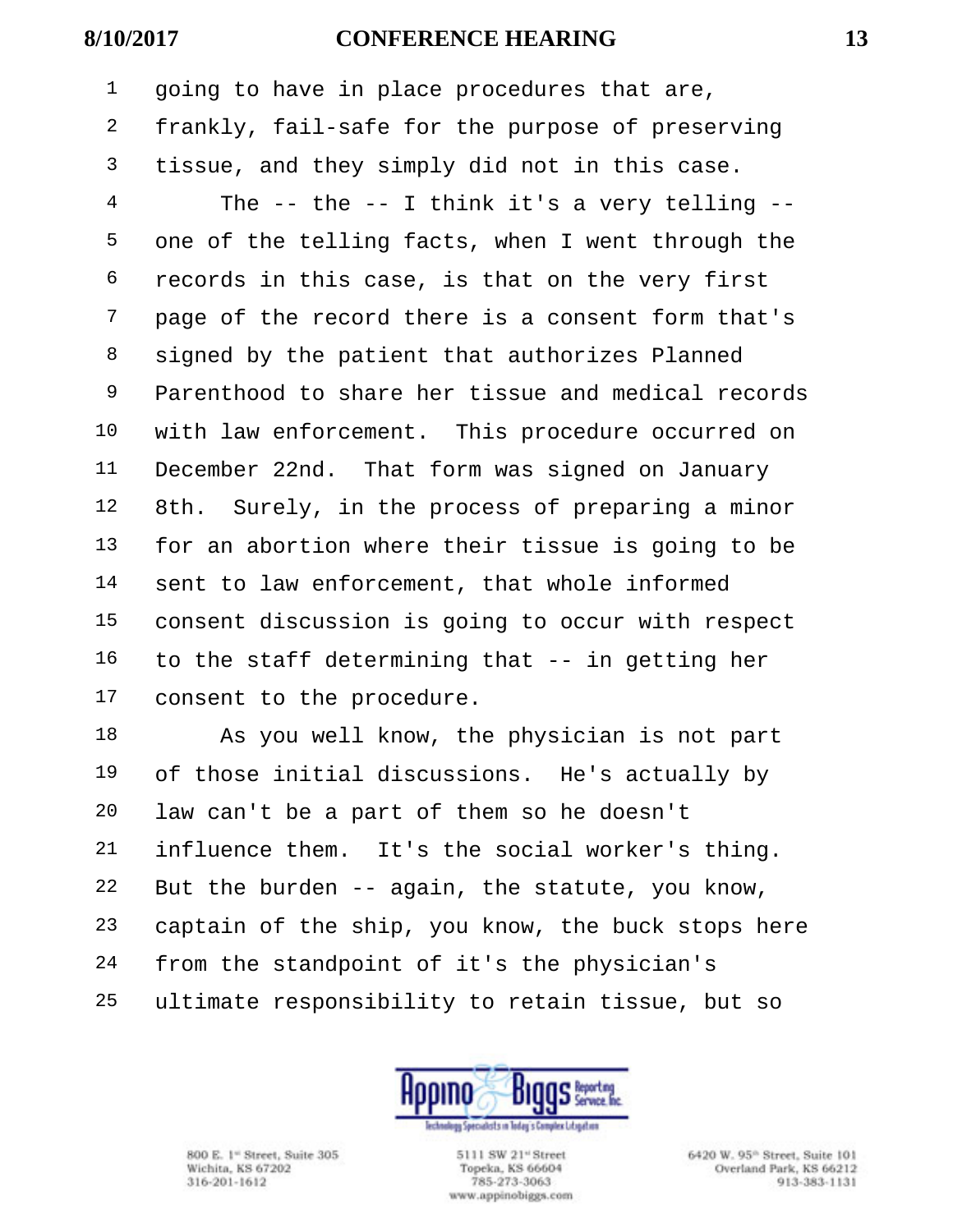1 going to have in place procedures that are,
2 frankly, fail-safe for the purpose of preserving
3 tissue, and they simply did not in this case.
4 The -- the -- I think it's a very telling --
5 one of the telling facts, when I went through the
6 records in this case, is that on the very first
7 page of the record there is a consent form that's
8 signed by the patient that authorizes Planned
9 Parenthood to share her tissue and medical records
10 with law enforcement. This procedure occurred on
11 December 22nd. That form was signed on January
12 8th. Surely, in the process of preparing a minor
13 for an abortion where their tissue is going to be
14 sent to law enforcement, that whole informed
15 consent discussion is going to occur with respect
16 to the staff determining that -- in getting her
17 consent to the procedure.
18 As you well know, the physician is not part
19 of those initial discussions. He's actually by
20 law can't be a part of them so he doesn't
21 influence them. It's the social worker's thing.
22 But the burden -- again, the statute, you know,
23 captain of the ship, you know, the buck stops here
24 from the standpoint of it's the physician's
25 ultimate responsibility to retain tissue, but so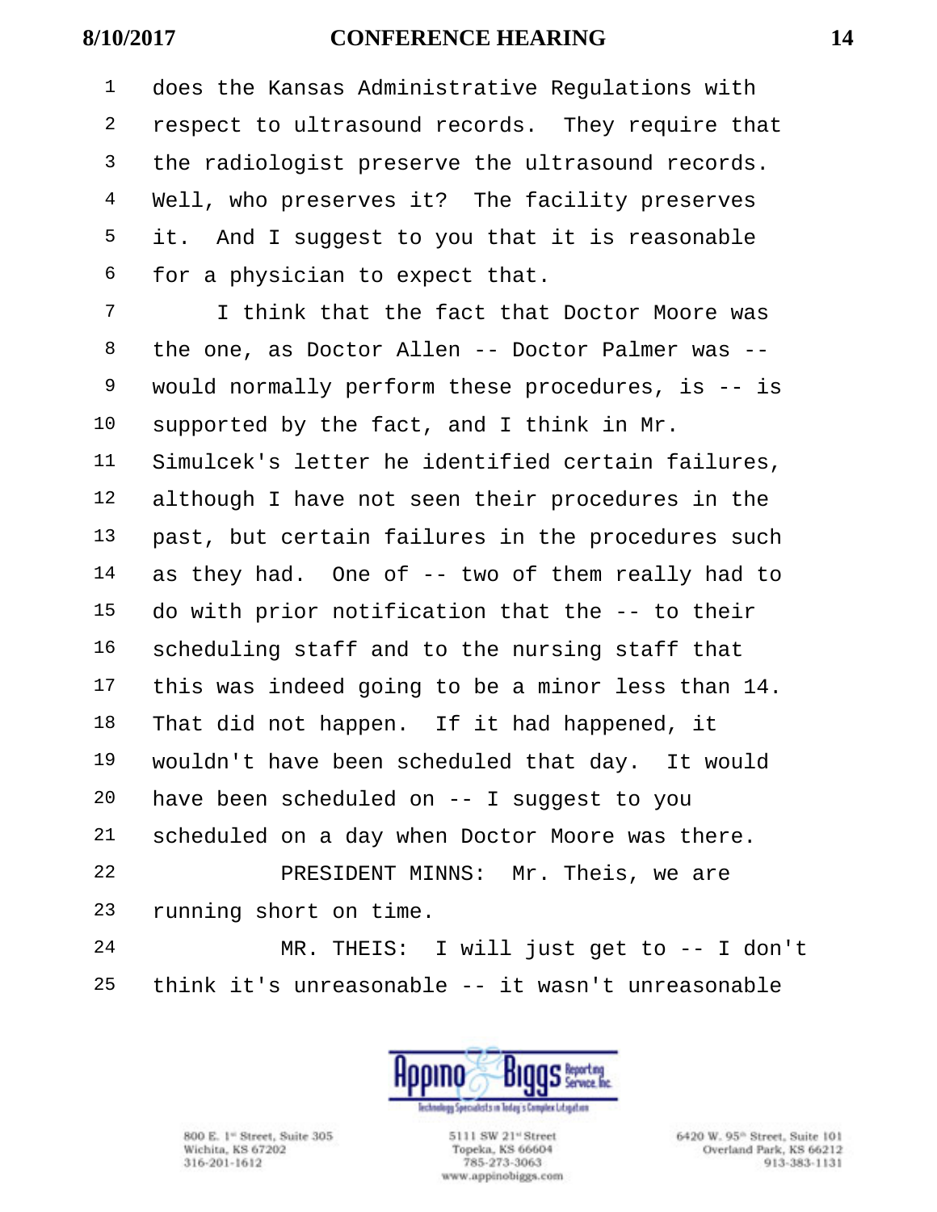does the Kansas Administrative Regulations with respect to ultrasound records. They require that the radiologist preserve the ultrasound records. Well, who preserves it? The facility preserves it. And I suggest to you that it is reasonable for a physician to expect that.

I think that the fact that Doctor Moore was the one, as Doctor Allen -- Doctor Palmer was -- would normally perform these procedures, is -- is supported by the fact, and I think in Mr. Simulcek's letter he identified certain failures, although I have not seen their procedures in the past, but certain failures in the procedures such as they had. One of -- two of them really had to do with prior notification that the -- to their scheduling staff and to the nursing staff that this was indeed going to be a minor less than 14. That did not happen. If it had happened, it wouldn't have been scheduled that day. It would have been scheduled on -- I suggest to you scheduled on a day when Doctor Moore was there.

PRESIDENT MINNS: Mr. Theis, we are running short on time.

MR. THEIS: I will just get to -- I don't think it's unreasonable -- it wasn't unreasonable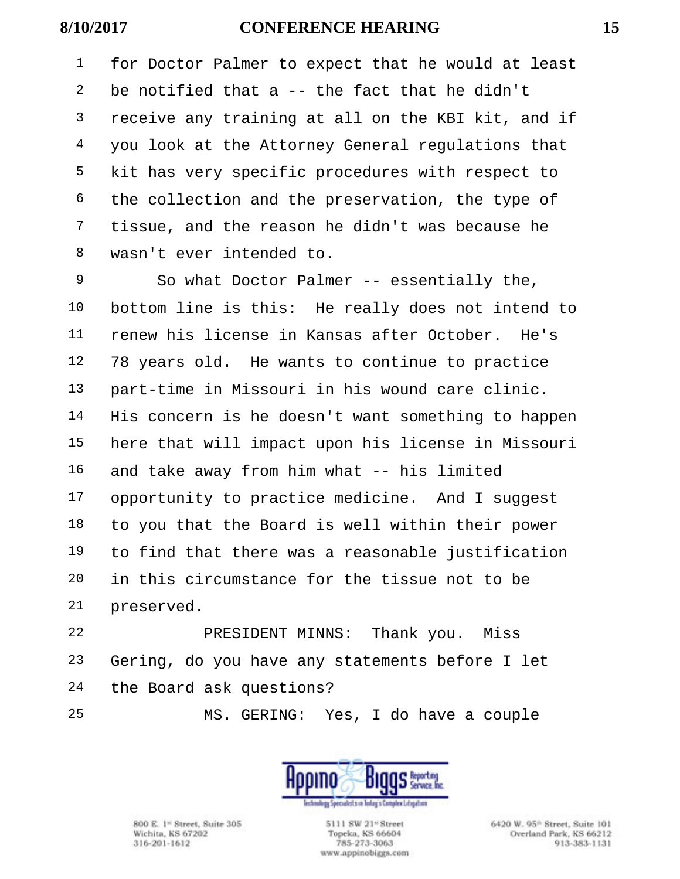for Doctor Palmer to expect that he would at least be notified that a -- the fact that he didn't receive any training at all on the KBI kit, and if you look at the Attorney General regulations that kit has very specific procedures with respect to the collection and the preservation, the type of tissue, and the reason he didn't was because he wasn't ever intended to.

So what Doctor Palmer -- essentially the, bottom line is this: He really does not intend to renew his license in Kansas after October. He's 78 years old. He wants to continue to practice part-time in Missouri in his wound care clinic. His concern is he doesn't want something to happen here that will impact upon his license in Missouri and take away from him what -- his limited opportunity to practice medicine. And I suggest to you that the Board is well within their power to find that there was a reasonable justification in this circumstance for the tissue not to be preserved.

PRESIDENT MINNS: Thank you. Miss Gering, do you have any statements before I let the Board ask questions?

MS. GERING: Yes, I do have a couple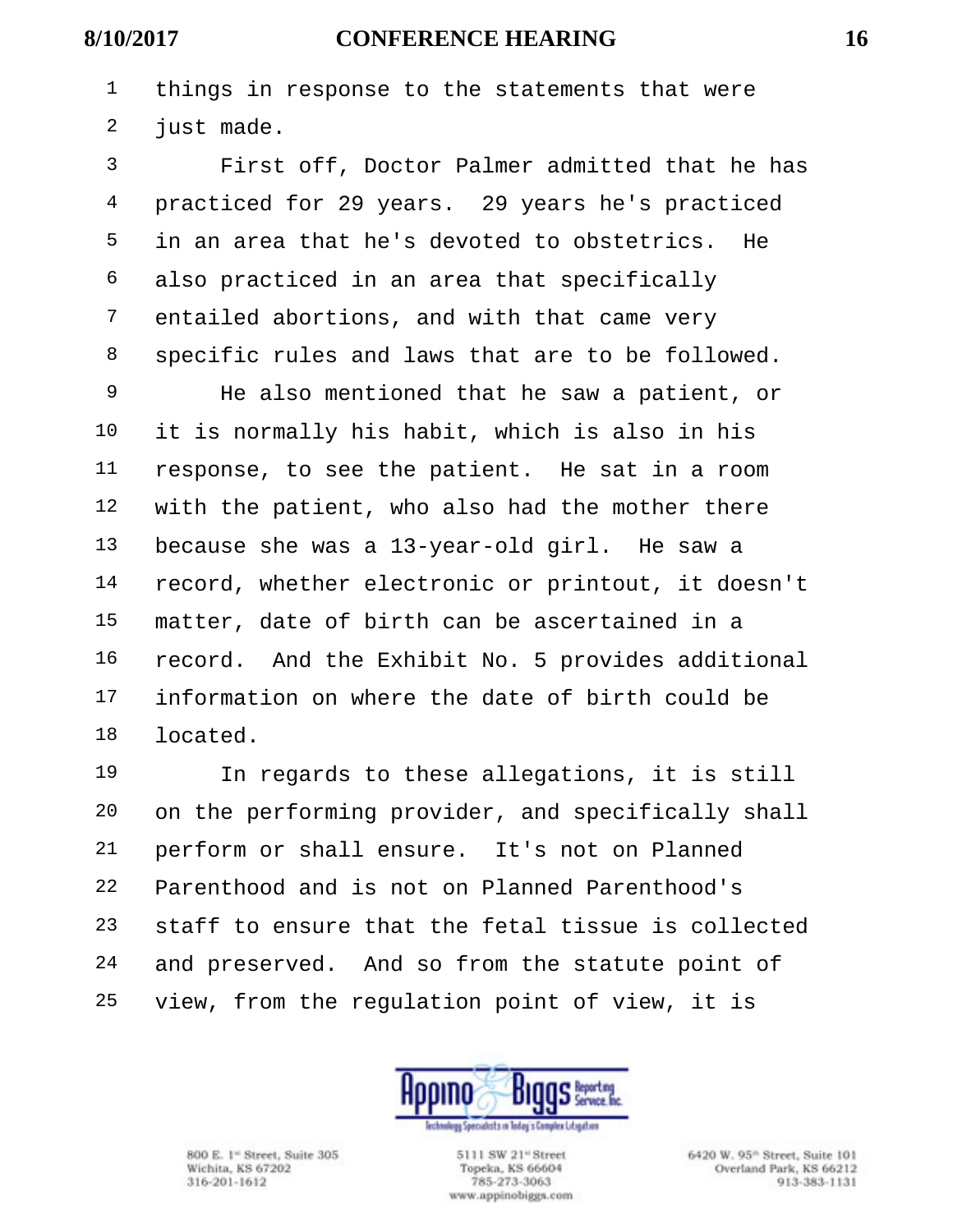things in response to the statements that were just made.

First off, Doctor Palmer admitted that he has practiced for 29 years. 29 years he's practiced in an area that he's devoted to obstetrics. He also practiced in an area that specifically entailed abortions, and with that came very specific rules and laws that are to be followed.

He also mentioned that he saw a patient, or it is normally his habit, which is also in his response, to see the patient. He sat in a room with the patient, who also had the mother there because she was a 13-year-old girl. He saw a record, whether electronic or printout, it doesn't matter, date of birth can be ascertained in a record. And the Exhibit No. 5 provides additional information on where the date of birth could be located.

In regards to these allegations, it is still on the performing provider, and specifically shall perform or shall ensure. It's not on Planned Parenthood and is not on Planned Parenthood's staff to ensure that the fetal tissue is collected and preserved. And so from the statute point of view, from the regulation point of view, it is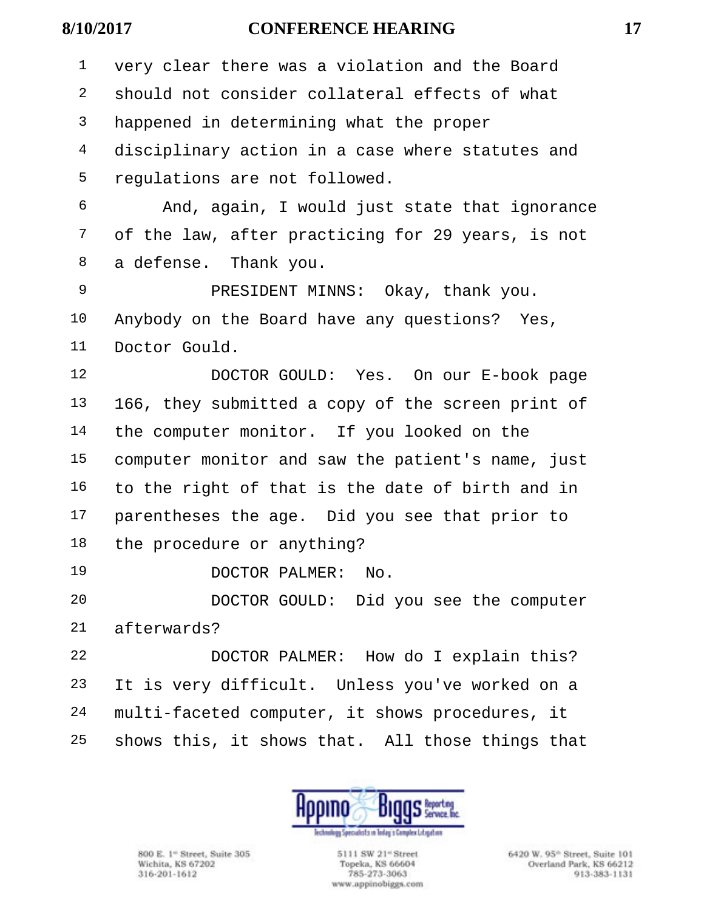very clear there was a violation and the Board should not consider collateral effects of what happened in determining what the proper disciplinary action in a case where statutes and regulations are not followed.

And, again, I would just state that ignorance of the law, after practicing for 29 years, is not a defense. Thank you.

PRESIDENT MINNS: Okay, thank you. Anybody on the Board have any questions? Yes, Doctor Gould.

DOCTOR GOULD: Yes. On our E-book page 166, they submitted a copy of the screen print of the computer monitor. If you looked on the computer monitor and saw the patient's name, just to the right of that is the date of birth and in parentheses the age. Did you see that prior to the procedure or anything?

DOCTOR PALMER: No.

DOCTOR GOULD: Did you see the computer afterwards?

DOCTOR PALMER: How do I explain this? It is very difficult. Unless you've worked on a multi-faceted computer, it shows procedures, it shows this, it shows that. All those things that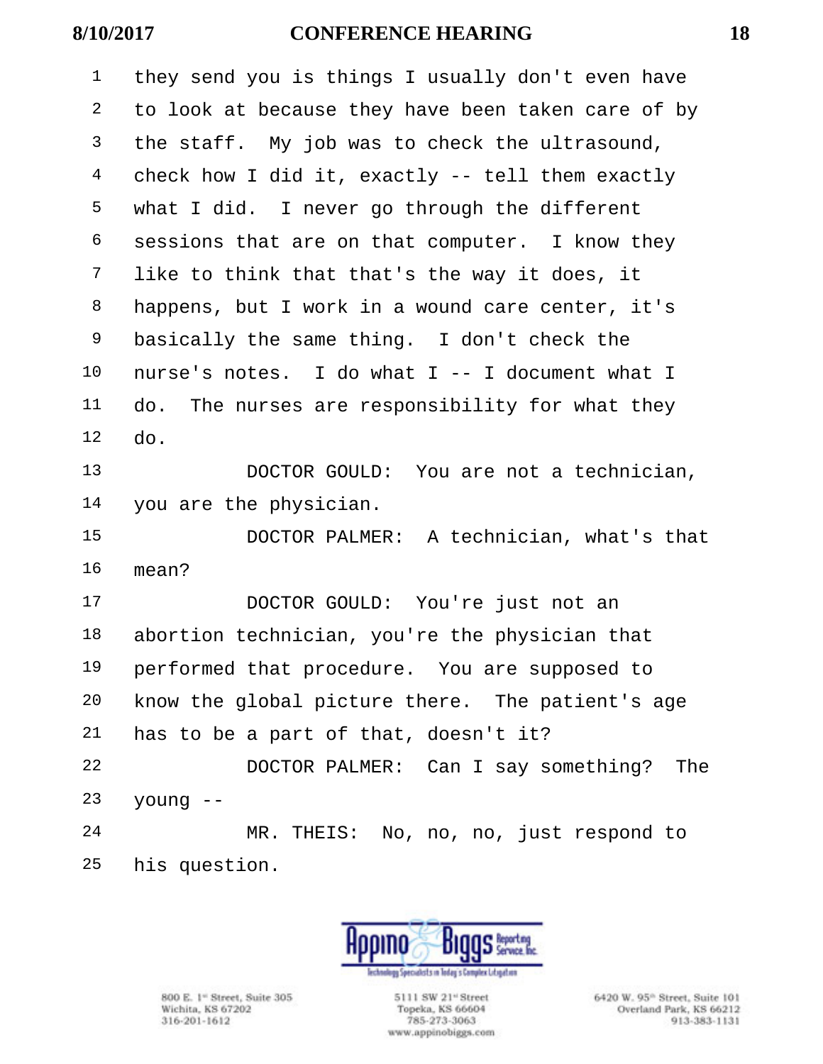they send you is things I usually don't even have to look at because they have been taken care of by the staff. My job was to check the ultrasound, check how I did it, exactly -- tell them exactly what I did. I never go through the different sessions that are on that computer. I know they like to think that that's the way it does, it happens, but I work in a wound care center, it's basically the same thing. I don't check the nurse's notes. I do what I -- I document what I do. The nurses are responsibility for what they do.

DOCTOR GOULD: You are not a technician, you are the physician.

DOCTOR PALMER: A technician, what's that mean?

DOCTOR GOULD: You're just not an abortion technician, you're the physician that performed that procedure. You are supposed to know the global picture there. The patient's age has to be a part of that, doesn't it?

DOCTOR PALMER: Can I say something? The young --

MR. THEIS: No, no, no, just respond to his question.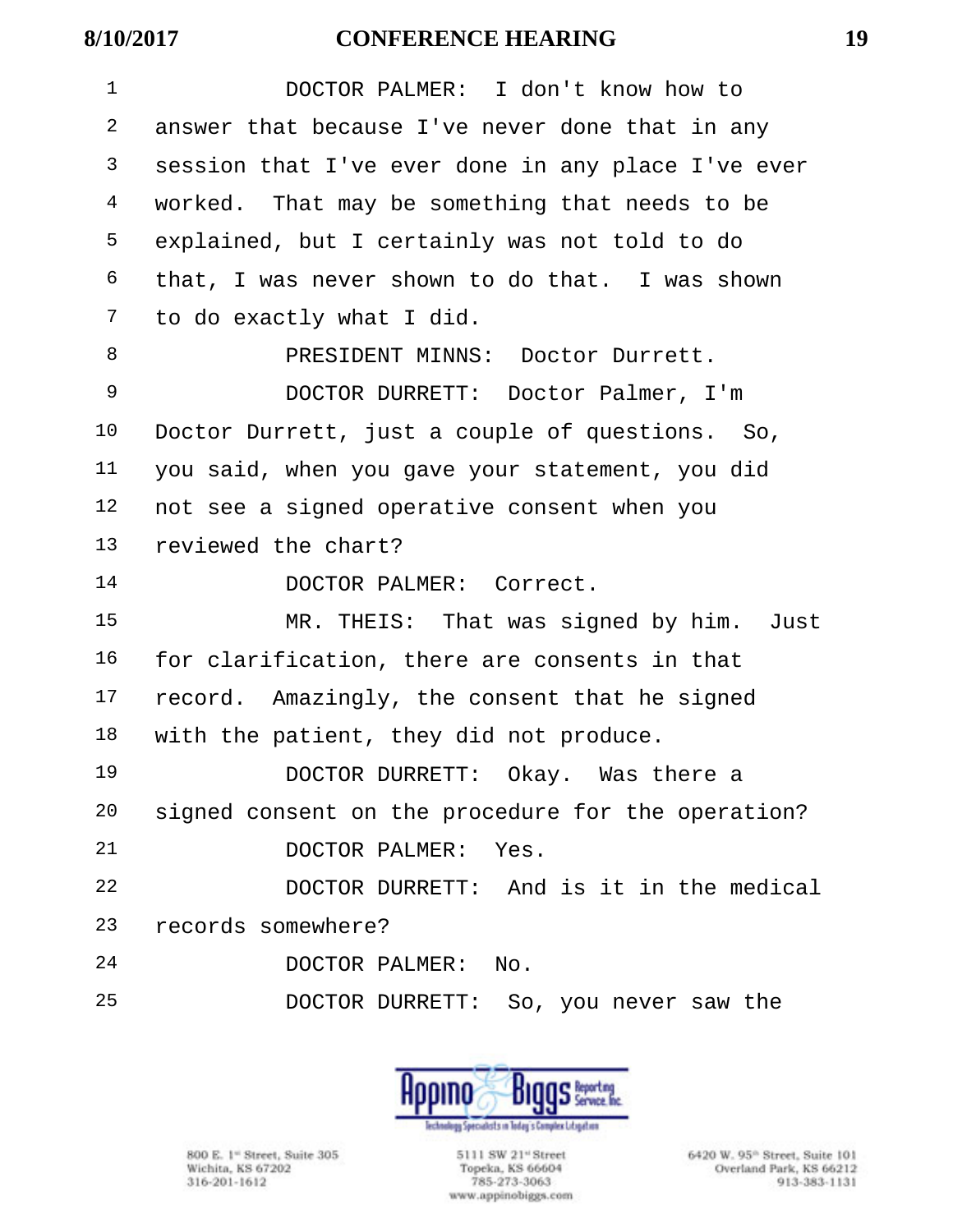DOCTOR PALMER: I don't know how to answer that because I've never done that in any session that I've ever done in any place I've ever worked. That may be something that needs to be explained, but I certainly was not told to do that, I was never shown to do that. I was shown to do exactly what I did.

PRESIDENT MINNS: Doctor Durrett.

DOCTOR DURRETT: Doctor Palmer, I'm Doctor Durrett, just a couple of questions. So, you said, when you gave your statement, you did not see a signed operative consent when you reviewed the chart?

DOCTOR PALMER: Correct.

MR. THEIS: That was signed by him. Just for clarification, there are consents in that record. Amazingly, the consent that he signed with the patient, they did not produce.

DOCTOR DURRETT: Okay. Was there a signed consent on the procedure for the operation?

DOCTOR PALMER: Yes.

DOCTOR DURRETT: And is it in the medical records somewhere?

DOCTOR PALMER: No.

DOCTOR DURRETT: So, you never saw the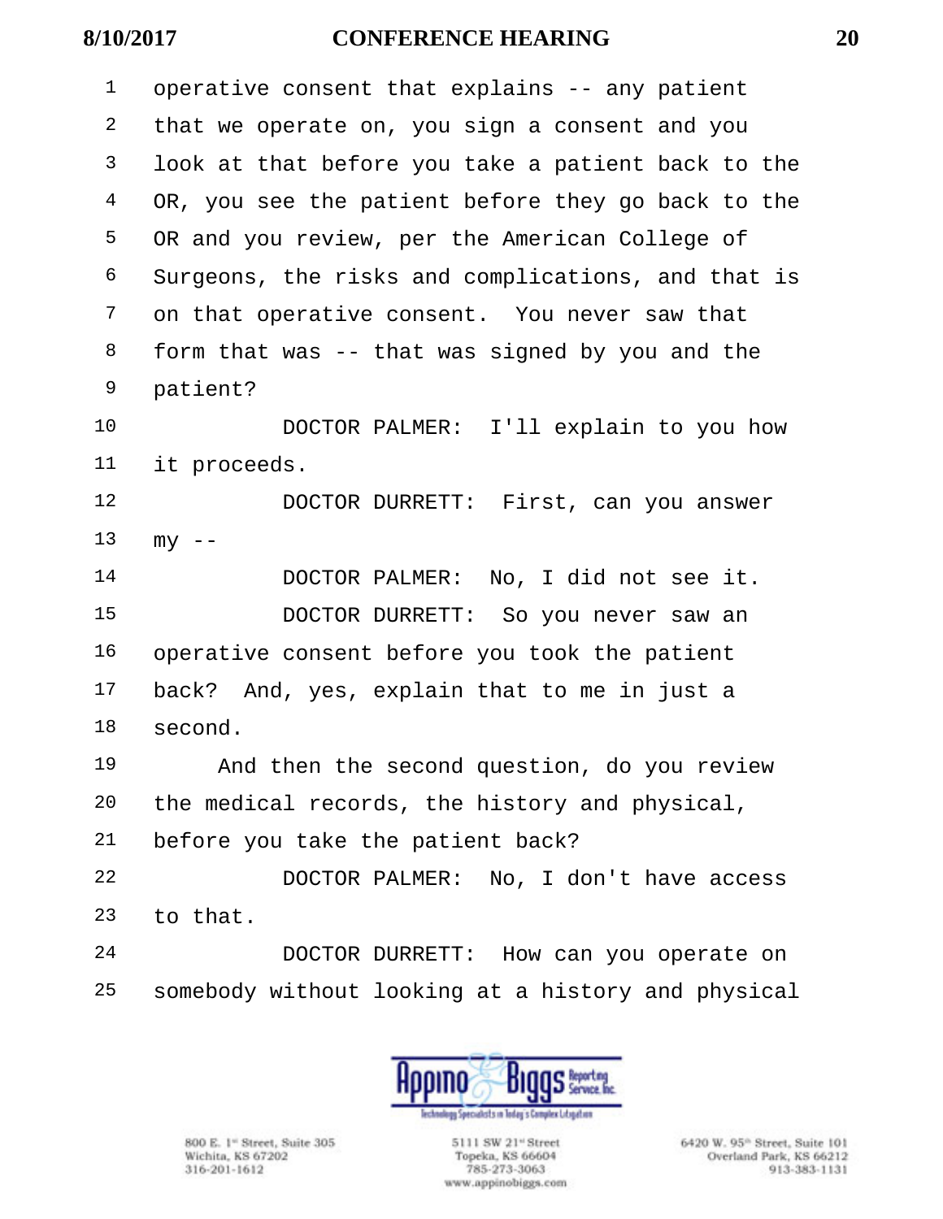1 operative consent that explains -- any patient
2 that we operate on, you sign a consent and you
3 look at that before you take a patient back to the
4 OR, you see the patient before they go back to the
5 OR and you review, per the American College of
6 Surgeons, the risks and complications, and that is
7 on that operative consent. You never saw that
8 form that was -- that was signed by you and the
9 patient?
10 DOCTOR PALMER: I'll explain to you how
11 it proceeds.
12 DOCTOR DURRETT: First, can you answer
13 my --
14 DOCTOR PALMER: No, I did not see it.
15 DOCTOR DURRETT: So you never saw an
16 operative consent before you took the patient
17 back? And, yes, explain that to me in just a
18 second.
19 And then the second question, do you review
20 the medical records, the history and physical,
21 before you take the patient back?
22 DOCTOR PALMER: No, I don't have access
23 to that.
24 DOCTOR DURRETT: How can you operate on
25 somebody without looking at a history and physical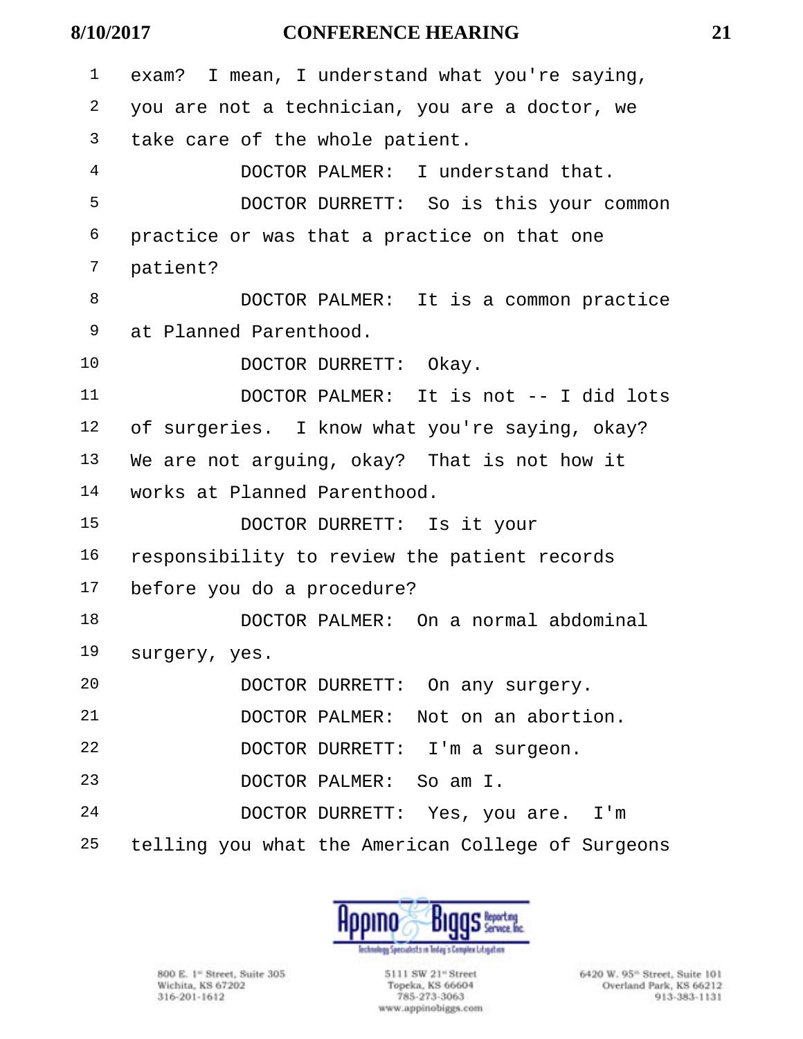1 exam? I mean, I understand what you're saying,
2 you are not a technician, you are a doctor, we
3 take care of the whole patient.
4 DOCTOR PALMER: I understand that.
5 DOCTOR DURRETT: So is this your common
6 practice or was that a practice on that one
7 patient?
8 DOCTOR PALMER: It is a common practice
9 at Planned Parenthood.
10 DOCTOR DURRETT: Okay.
11 DOCTOR PALMER: It is not -- I did lots
12 of surgeries. I know what you're saying, okay?
13 We are not arguing, okay? That is not how it
14 works at Planned Parenthood.
15 DOCTOR DURRETT: Is it your
16 responsibility to review the patient records
17 before you do a procedure?
18 DOCTOR PALMER: On a normal abdominal
19 surgery, yes.
20 DOCTOR DURRETT: On any surgery.
21 DOCTOR PALMER: Not on an abortion.
22 DOCTOR DURRETT: I'm a surgeon.
23 DOCTOR PALMER: So am I.
24 DOCTOR DURRETT: Yes, you are. I'm
25 telling you what the American College of Surgeons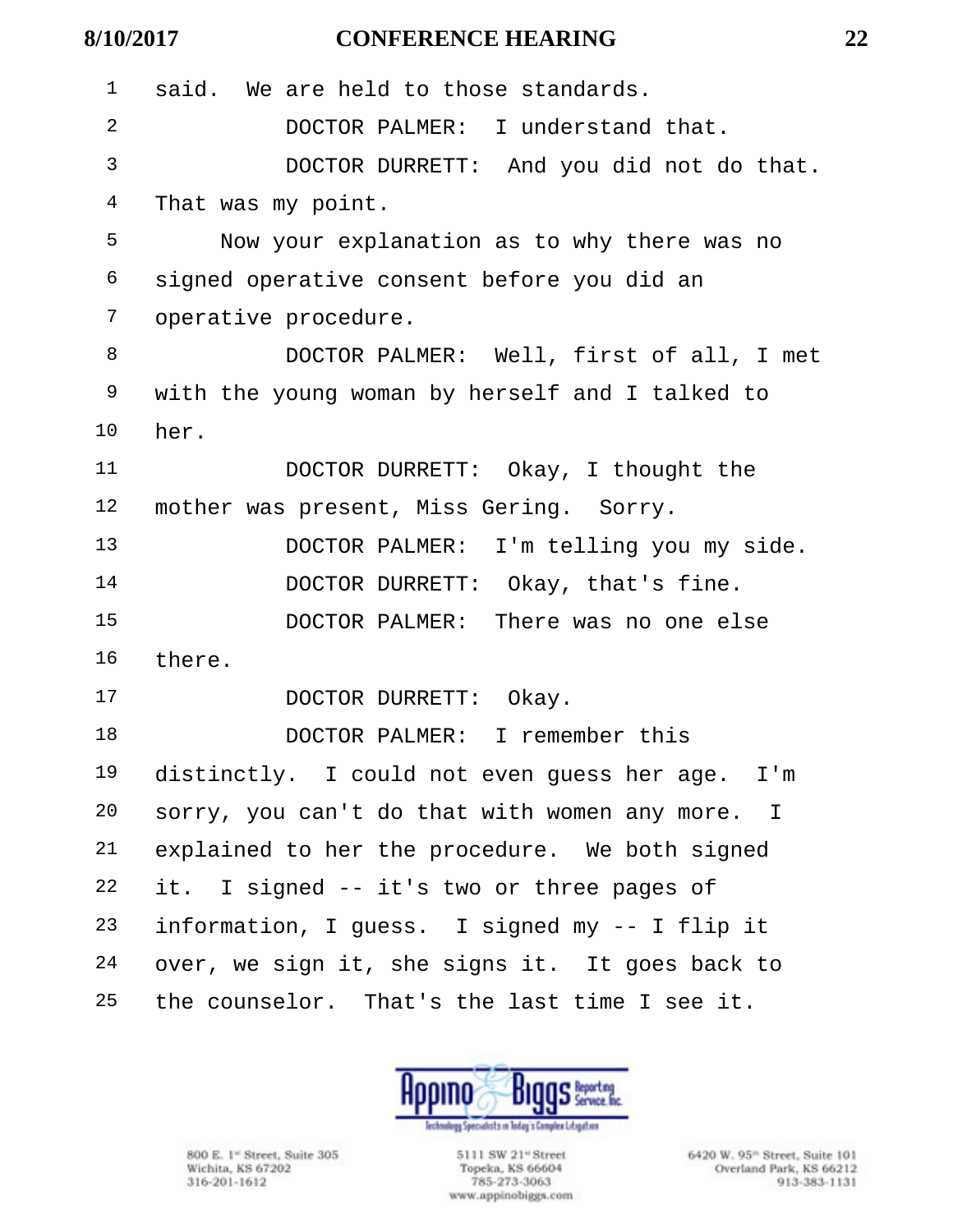1 said. We are held to those standards.

2 DOCTOR PALMER: I understand that.

3 DOCTOR DURRETT: And you did not do that.

4 That was my point.

5 Now your explanation as to why there was no

6 signed operative consent before you did an

7 operative procedure.

8 DOCTOR PALMER: Well, first of all, I met

9 with the young woman by herself and I talked to

10 her.

11 DOCTOR DURRETT: Okay, I thought the

12 mother was present, Miss Gering. Sorry.

13 DOCTOR PALMER: I'm telling you my side.

14 DOCTOR DURRETT: Okay, that's fine.

15 DOCTOR PALMER: There was no one else

16 there.

17 DOCTOR DURRETT: Okay.

18 DOCTOR PALMER: I remember this

19 distinctly. I could not even guess her age. I'm

20 sorry, you can't do that with women any more. I

21 explained to her the procedure. We both signed

22 it. I signed -- it's two or three pages of

23 information, I guess. I signed my -- I flip it

24 over, we sign it, she signs it. It goes back to

25 the counselor. That's the last time I see it.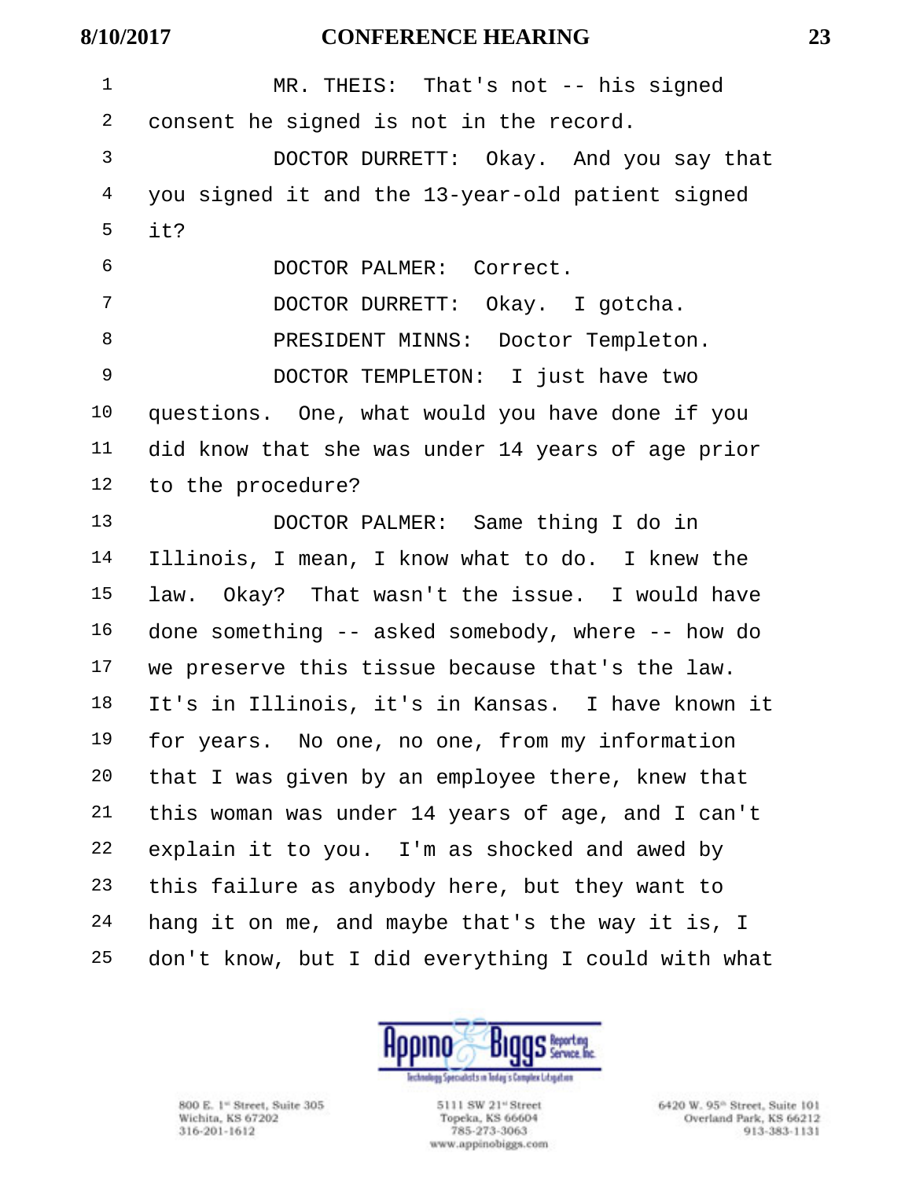MR. THEIS: That's not -- his signed consent he signed is not in the record.

DOCTOR DURRETT: Okay. And you say that you signed it and the 13-year-old patient signed it?

DOCTOR PALMER: Correct.

DOCTOR DURRETT: Okay. I gotcha.

PRESIDENT MINNS: Doctor Templeton.

DOCTOR TEMPLETON: I just have two questions. One, what would you have done if you did know that she was under 14 years of age prior to the procedure?

DOCTOR PALMER: Same thing I do in Illinois, I mean, I know what to do. I knew the law. Okay? That wasn't the issue. I would have done something -- asked somebody, where -- how do we preserve this tissue because that's the law. It's in Illinois, it's in Kansas. I have known it for years. No one, no one, from my information that I was given by an employee there, knew that this woman was under 14 years of age, and I can't explain it to you. I'm as shocked and awed by this failure as anybody here, but they want to hang it on me, and maybe that's the way it is, I don't know, but I did everything I could with what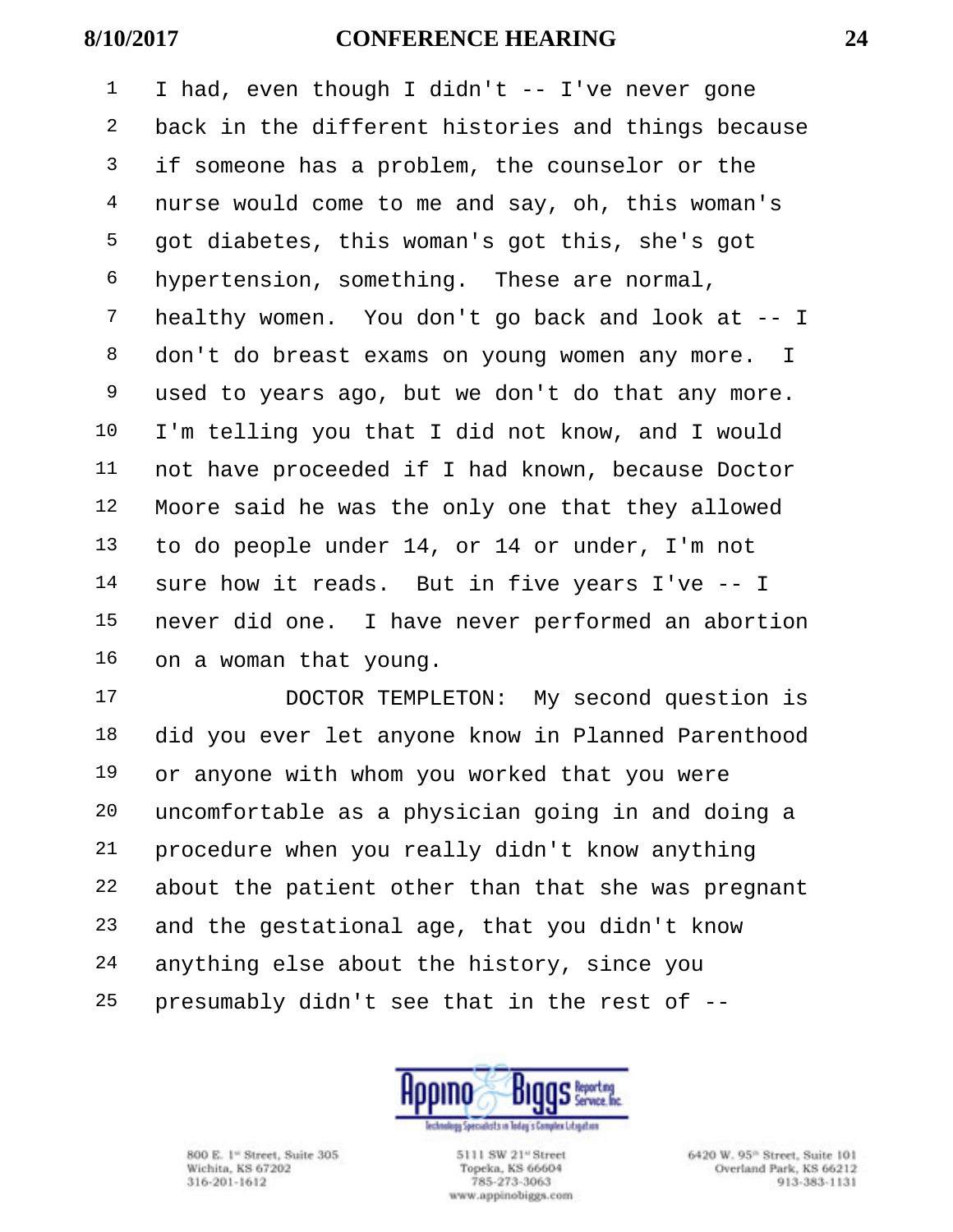I had, even though I didn't -- I've never gone back in the different histories and things because if someone has a problem, the counselor or the nurse would come to me and say, oh, this woman's got diabetes, this woman's got this, she's got hypertension, something. These are normal, healthy women. You don't go back and look at -- I don't do breast exams on young women any more. I used to years ago, but we don't do that any more. I'm telling you that I did not know, and I would not have proceeded if I had known, because Doctor Moore said he was the only one that they allowed to do people under 14, or 14 or under, I'm not sure how it reads. But in five years I've -- I never did one. I have never performed an abortion on a woman that young.

DOCTOR TEMPLETON: My second question is did you ever let anyone know in Planned Parenthood or anyone with whom you worked that you were uncomfortable as a physician going in and doing a procedure when you really didn't know anything about the patient other than that she was pregnant and the gestational age, that you didn't know anything else about the history, since you presumably didn't see that in the rest of --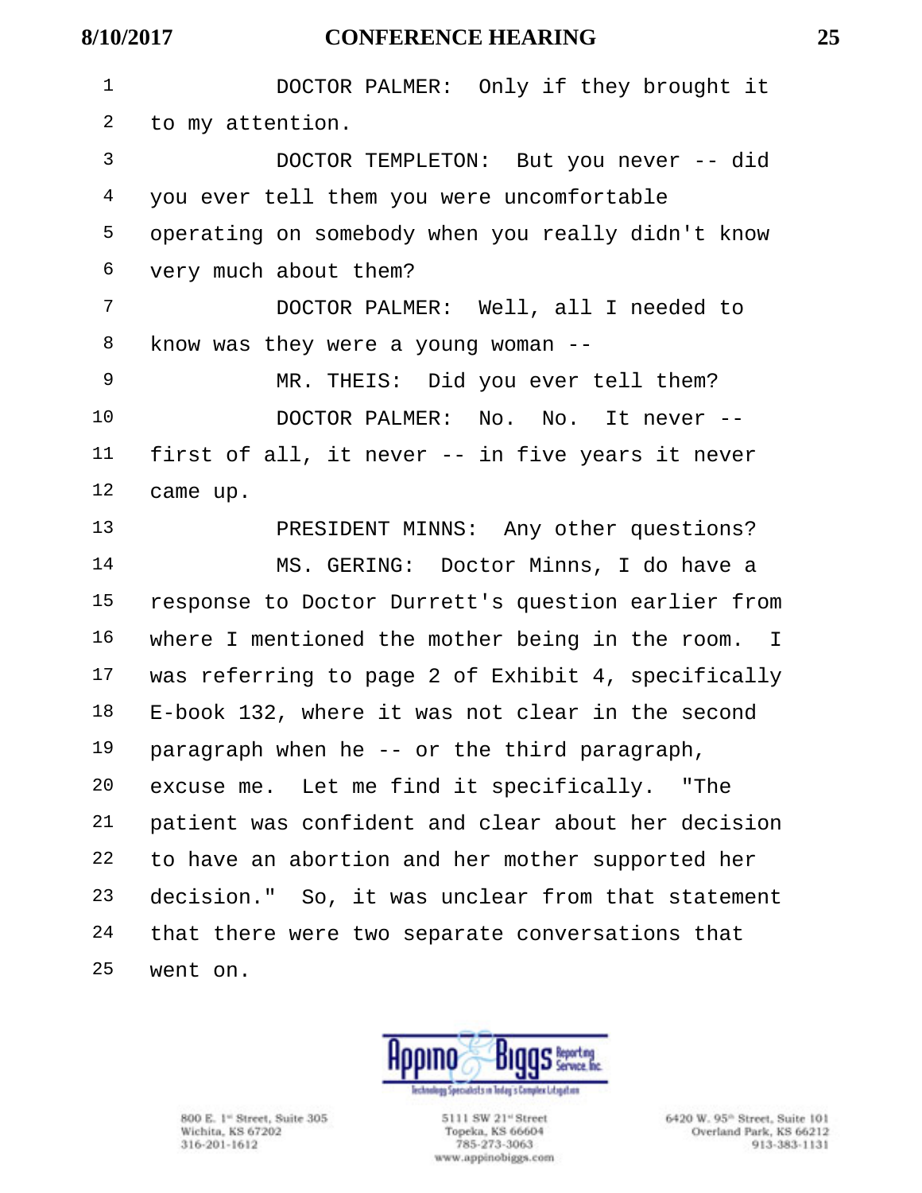DOCTOR PALMER: Only if they brought it to my attention.

DOCTOR TEMPLETON: But you never -- did you ever tell them you were uncomfortable operating on somebody when you really didn't know very much about them?

DOCTOR PALMER: Well, all I needed to know was they were a young woman --

MR. THEIS: Did you ever tell them?

DOCTOR PALMER: No. No. It never -- first of all, it never -- in five years it never came up.

PRESIDENT MINNS: Any other questions?

MS. GERING: Doctor Minns, I do have a response to Doctor Durrett's question earlier from where I mentioned the mother being in the room. I was referring to page 2 of Exhibit 4, specifically E-book 132, where it was not clear in the second paragraph when he -- or the third paragraph, excuse me. Let me find it specifically. "The patient was confident and clear about her decision to have an abortion and her mother supported her decision." So, it was unclear from that statement that there were two separate conversations that went on.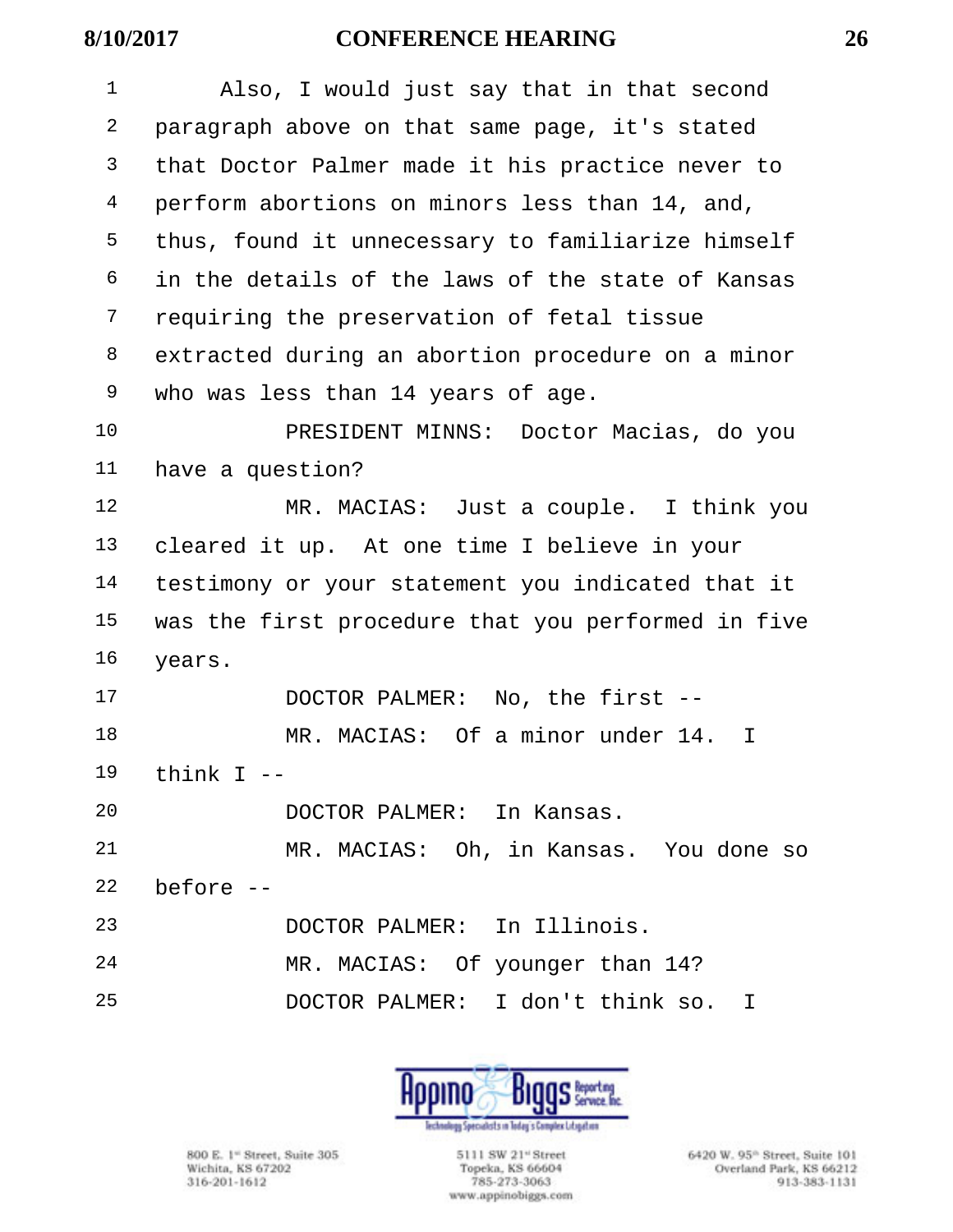Also, I would just say that in that second paragraph above on that same page, it's stated that Doctor Palmer made it his practice never to perform abortions on minors less than 14, and, thus, found it unnecessary to familiarize himself in the details of the laws of the state of Kansas requiring the preservation of fetal tissue extracted during an abortion procedure on a minor who was less than 14 years of age.

PRESIDENT MINNS: Doctor Macias, do you have a question?

MR. MACIAS: Just a couple. I think you cleared it up. At one time I believe in your testimony or your statement you indicated that it was the first procedure that you performed in five years.

DOCTOR PALMER: No, the first --

MR. MACIAS: Of a minor under 14. I think I --

DOCTOR PALMER: In Kansas.

MR. MACIAS: Oh, in Kansas. You done so before --

DOCTOR PALMER: In Illinois.

MR. MACIAS: Of younger than 14?

DOCTOR PALMER: I don't think so. I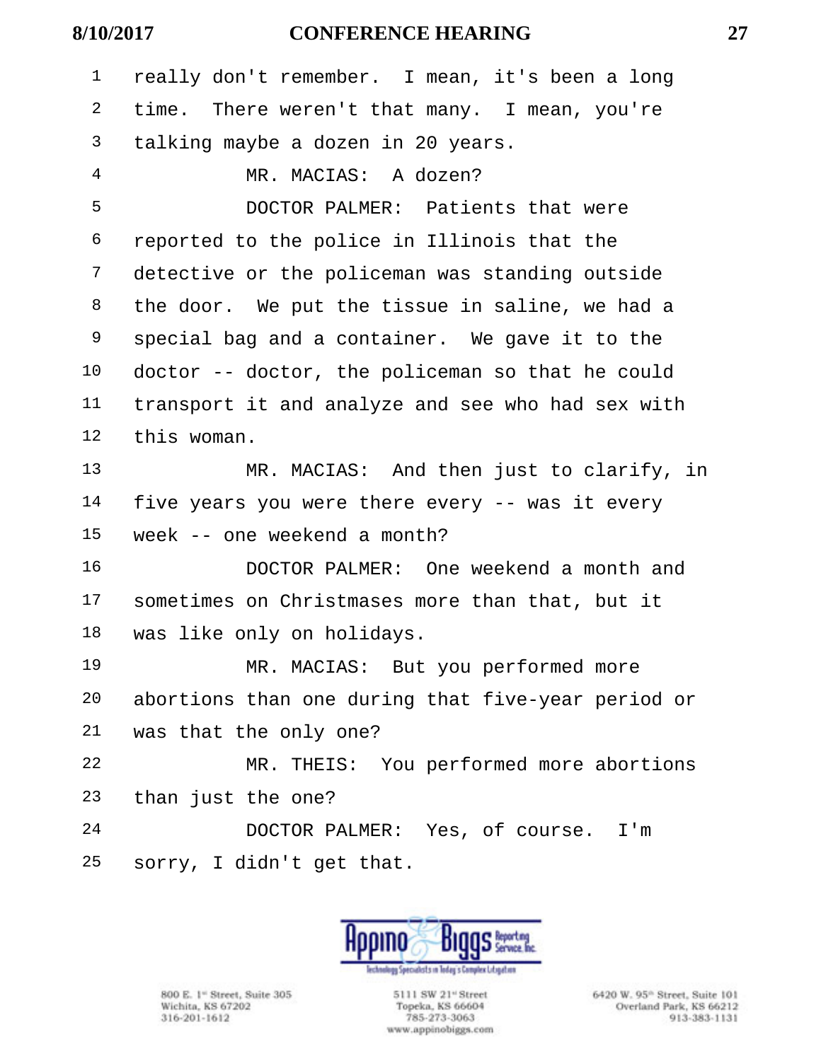really don't remember. I mean, it's been a long time. There weren't that many. I mean, you're talking maybe a dozen in 20 years.

MR. MACIAS: A dozen?

DOCTOR PALMER: Patients that were reported to the police in Illinois that the detective or the policeman was standing outside the door. We put the tissue in saline, we had a special bag and a container. We gave it to the doctor -- doctor, the policeman so that he could transport it and analyze and see who had sex with this woman.

MR. MACIAS: And then just to clarify, in five years you were there every -- was it every week -- one weekend a month?

DOCTOR PALMER: One weekend a month and sometimes on Christmases more than that, but it was like only on holidays.

MR. MACIAS: But you performed more abortions than one during that five-year period or was that the only one?

MR. THEIS: You performed more abortions than just the one?

DOCTOR PALMER: Yes, of course. I'm sorry, I didn't get that.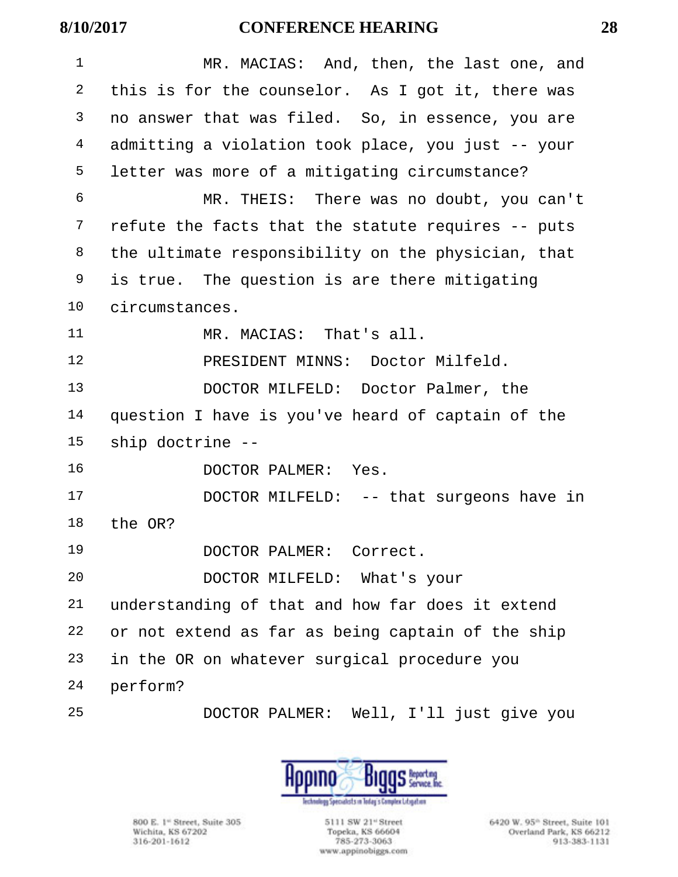1 MR. MACIAS: And, then, the last one, and
2 this is for the counselor. As I got it, there was
3 no answer that was filed. So, in essence, you are
4 admitting a violation took place, you just -- your
5 letter was more of a mitigating circumstance?
6 MR. THEIS: There was no doubt, you can't
7 refute the facts that the statute requires -- puts
8 the ultimate responsibility on the physician, that
9 is true. The question is are there mitigating
10 circumstances.
11 MR. MACIAS: That's all.
12 PRESIDENT MINNS: Doctor Milfeld.
13 DOCTOR MILFELD: Doctor Palmer, the
14 question I have is you've heard of captain of the
15 ship doctrine --
16 DOCTOR PALMER: Yes.
17 DOCTOR MILFELD: -- that surgeons have in
18 the OR?
19 DOCTOR PALMER: Correct.
20 DOCTOR MILFELD: What's your
21 understanding of that and how far does it extend
22 or not extend as far as being captain of the ship
23 in the OR on whatever surgical procedure you
24 perform?
25 DOCTOR PALMER: Well, I'll just give you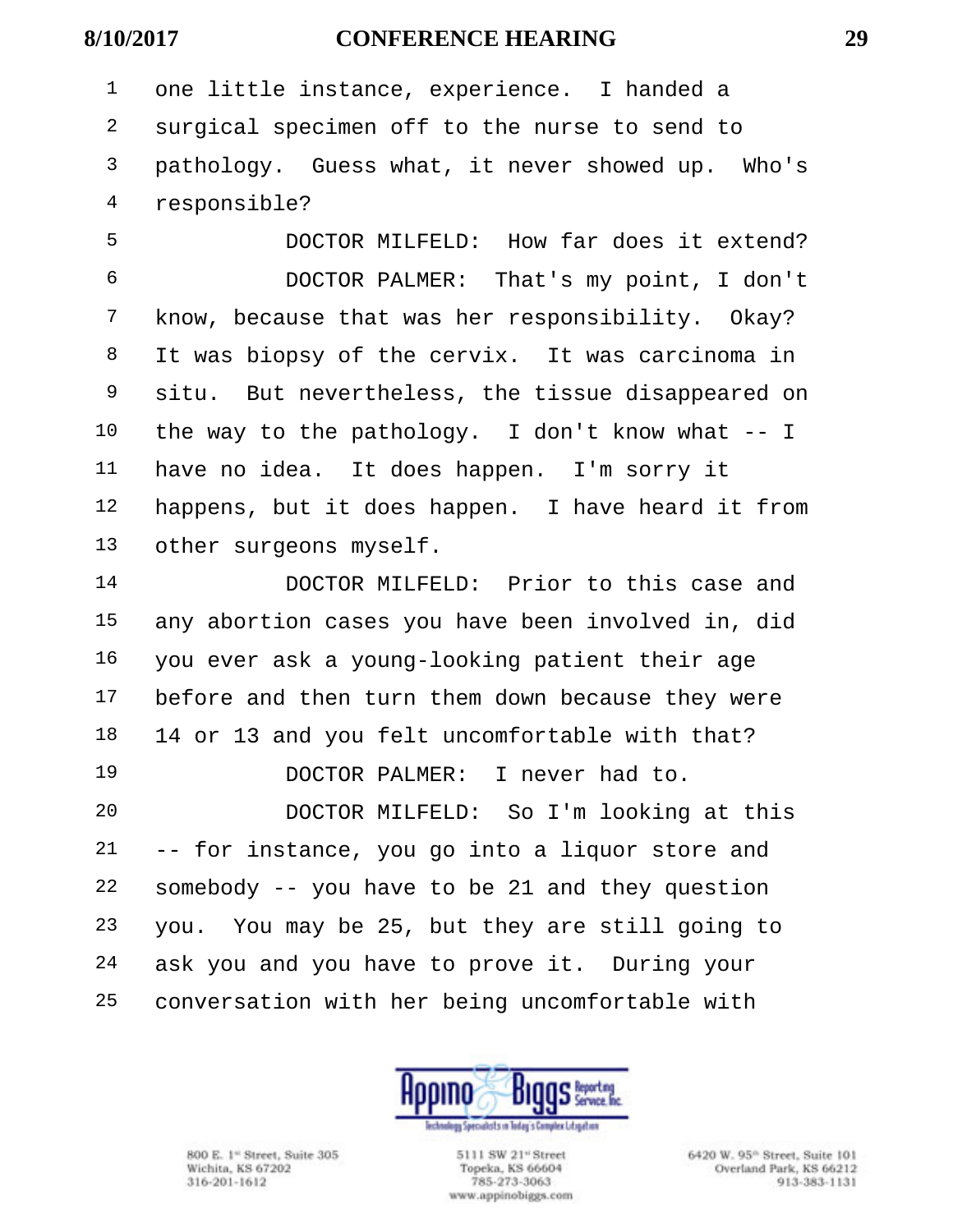1 one little instance, experience. I handed a
2 surgical specimen off to the nurse to send to
3 pathology. Guess what, it never showed up. Who's
4 responsible?

5 DOCTOR MILFELD: How far does it extend?

6 DOCTOR PALMER: That's my point, I don't
7 know, because that was her responsibility. Okay?
8 It was biopsy of the cervix. It was carcinoma in
9 situ. But nevertheless, the tissue disappeared on
10 the way to the pathology. I don't know what -- I
11 have no idea. It does happen. I'm sorry it
12 happens, but it does happen. I have heard it from
13 other surgeons myself.

14 DOCTOR MILFELD: Prior to this case and
15 any abortion cases you have been involved in, did
16 you ever ask a young-looking patient their age
17 before and then turn them down because they were
18 14 or 13 and you felt uncomfortable with that?

19 DOCTOR PALMER: I never had to.

20 DOCTOR MILFELD: So I'm looking at this
21 -- for instance, you go into a liquor store and
22 somebody -- you have to be 21 and they question
23 you. You may be 25, but they are still going to
24 ask you and you have to prove it. During your
25 conversation with her being uncomfortable with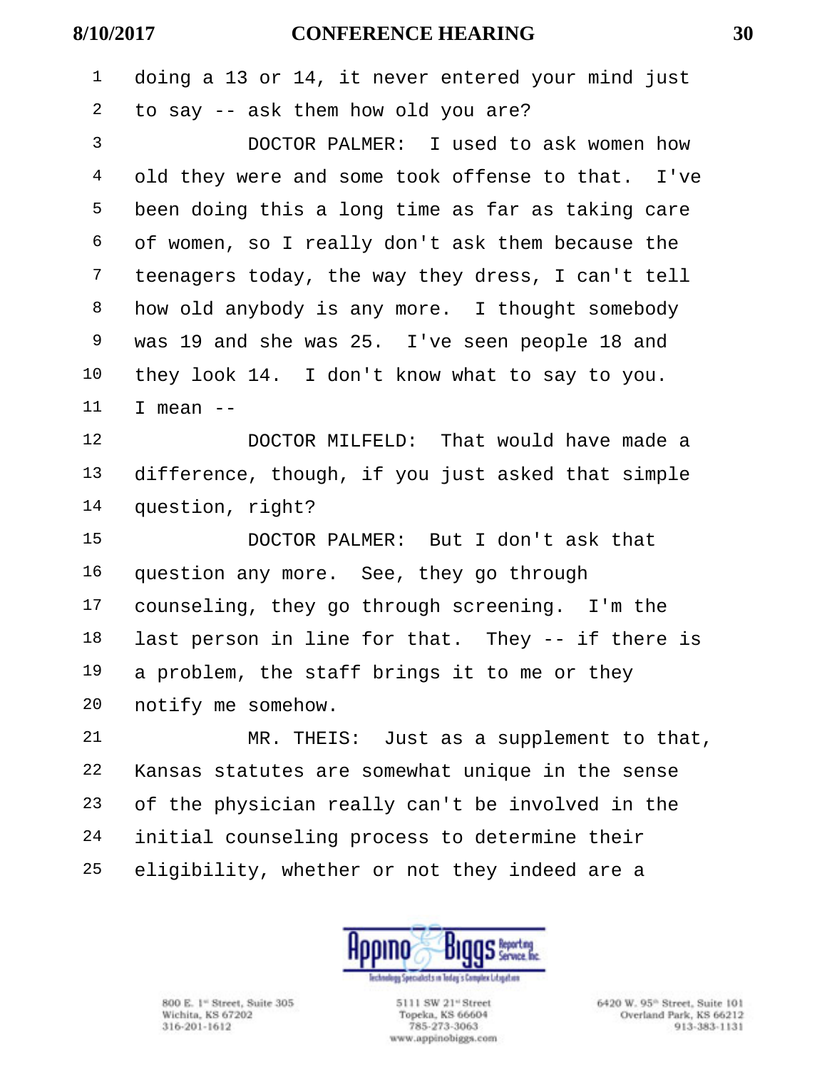1 doing a 13 or 14, it never entered your mind just
2 to say -- ask them how old you are?
3 DOCTOR PALMER: I used to ask women how
4 old they were and some took offense to that. I've
5 been doing this a long time as far as taking care
6 of women, so I really don't ask them because the
7 teenagers today, the way they dress, I can't tell
8 how old anybody is any more. I thought somebody
9 was 19 and she was 25. I've seen people 18 and
10 they look 14. I don't know what to say to you.
11 I mean --
12 DOCTOR MILFELD: That would have made a
13 difference, though, if you just asked that simple
14 question, right?
15 DOCTOR PALMER: But I don't ask that
16 question any more. See, they go through
17 counseling, they go through screening. I'm the
18 last person in line for that. They -- if there is
19 a problem, the staff brings it to me or they
20 notify me somehow.
21 MR. THEIS: Just as a supplement to that,
22 Kansas statutes are somewhat unique in the sense
23 of the physician really can't be involved in the
24 initial counseling process to determine their
25 eligibility, whether or not they indeed are a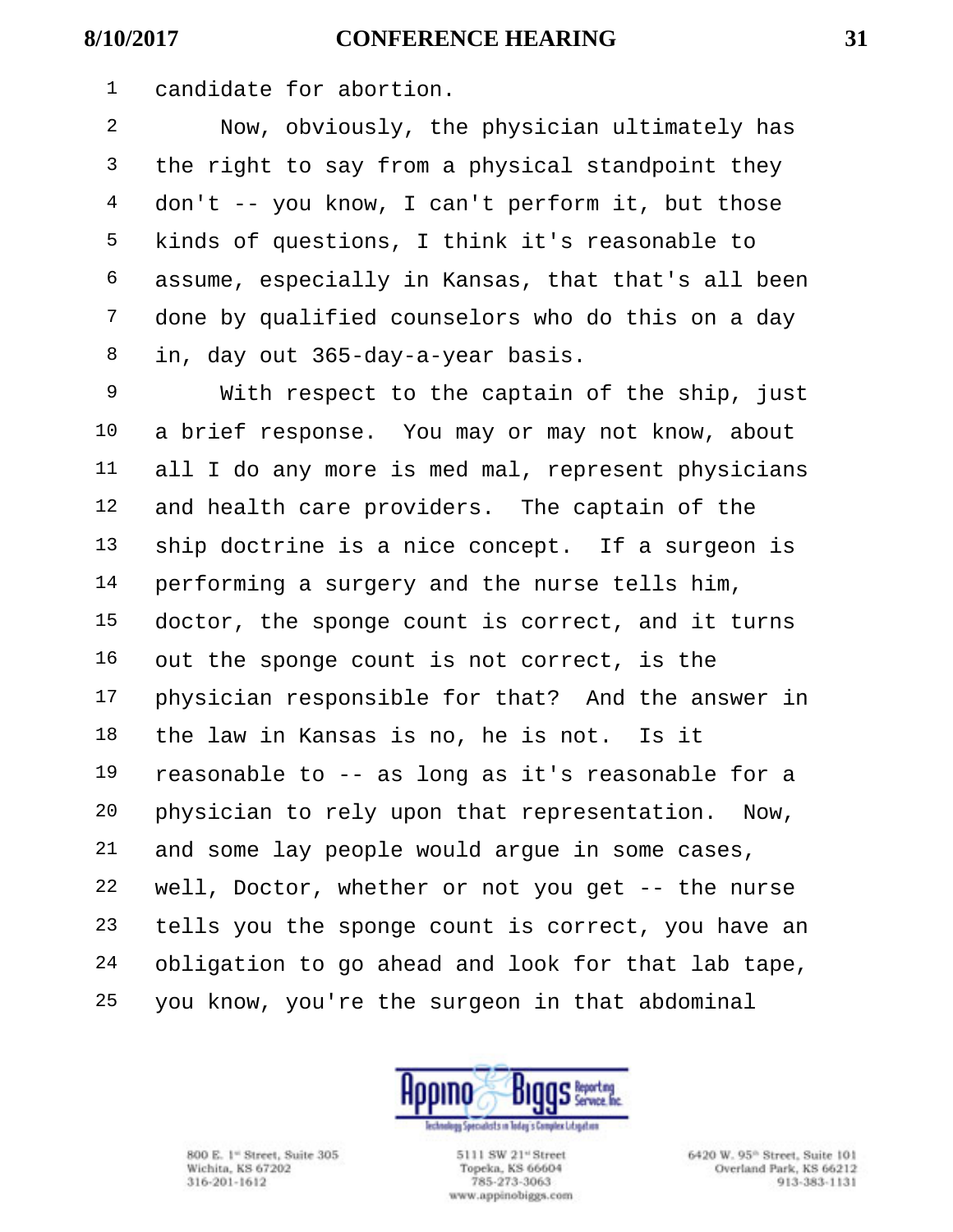candidate for abortion.

Now, obviously, the physician ultimately has the right to say from a physical standpoint they don't -- you know, I can't perform it, but those kinds of questions, I think it's reasonable to assume, especially in Kansas, that that's all been done by qualified counselors who do this on a day in, day out 365-day-a-year basis.

With respect to the captain of the ship, just a brief response. You may or may not know, about all I do any more is med mal, represent physicians and health care providers. The captain of the ship doctrine is a nice concept. If a surgeon is performing a surgery and the nurse tells him, doctor, the sponge count is correct, and it turns out the sponge count is not correct, is the physician responsible for that? And the answer in the law in Kansas is no, he is not. Is it reasonable to -- as long as it's reasonable for a physician to rely upon that representation. Now, and some lay people would argue in some cases, well, Doctor, whether or not you get -- the nurse tells you the sponge count is correct, you have an obligation to go ahead and look for that lab tape, you know, you're the surgeon in that abdominal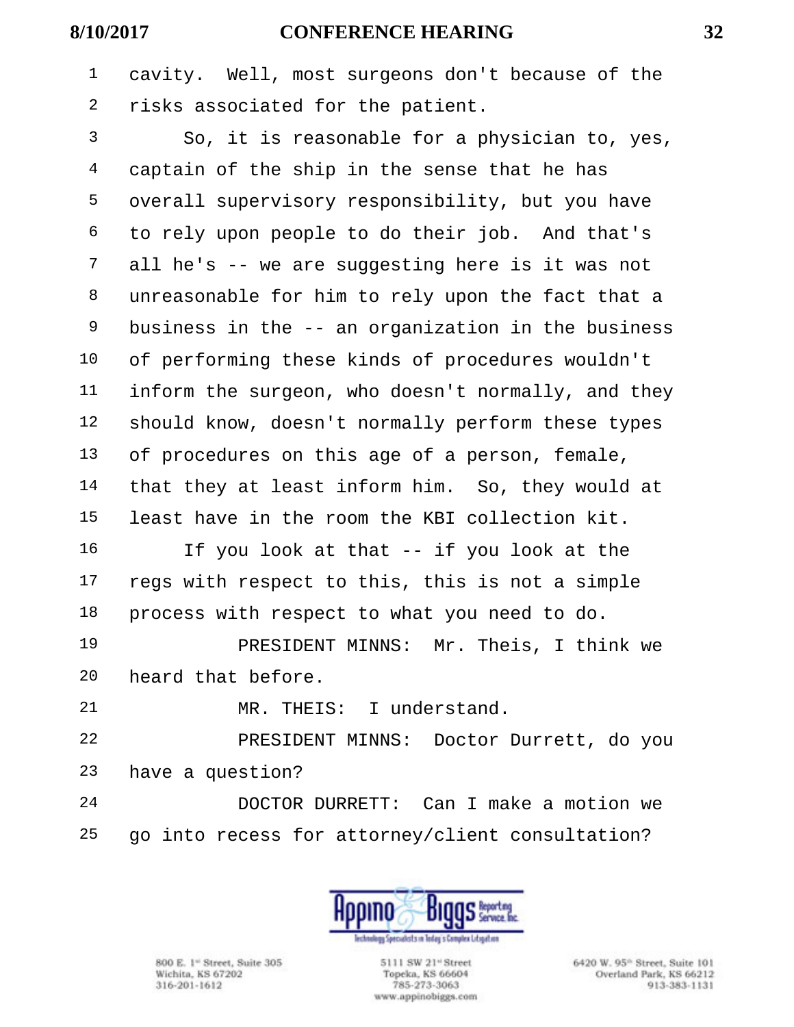1 cavity. Well, most surgeons don't because of the
2 risks associated for the patient.
3 So, it is reasonable for a physician to, yes,
4 captain of the ship in the sense that he has
5 overall supervisory responsibility, but you have
6 to rely upon people to do their job. And that's
7 all he's -- we are suggesting here is it was not
8 unreasonable for him to rely upon the fact that a
9 business in the -- an organization in the business
10 of performing these kinds of procedures wouldn't
11 inform the surgeon, who doesn't normally, and they
12 should know, doesn't normally perform these types
13 of procedures on this age of a person, female,
14 that they at least inform him. So, they would at
15 least have in the room the KBI collection kit.
16 If you look at that -- if you look at the
17 regs with respect to this, this is not a simple
18 process with respect to what you need to do.
19 PRESIDENT MINNS: Mr. Theis, I think we
20 heard that before.
21 MR. THEIS: I understand.
22 PRESIDENT MINNS: Doctor Durrett, do you
23 have a question?
24 DOCTOR DURRETT: Can I make a motion we
25 go into recess for attorney/client consultation?

Appino Biggs Reporting Service, Inc.
Technology Specialists in Today's Complex Litigation

800 E. 1st Street, Suite 305
Wichita, KS 67202
316-201-1612

5111 SW 21st Street
Topeka, KS 66604
785-273-3063
www.appinobiggs.com

6420 W. 95th Street, Suite 101
Overland Park, KS 66212
913-383-1131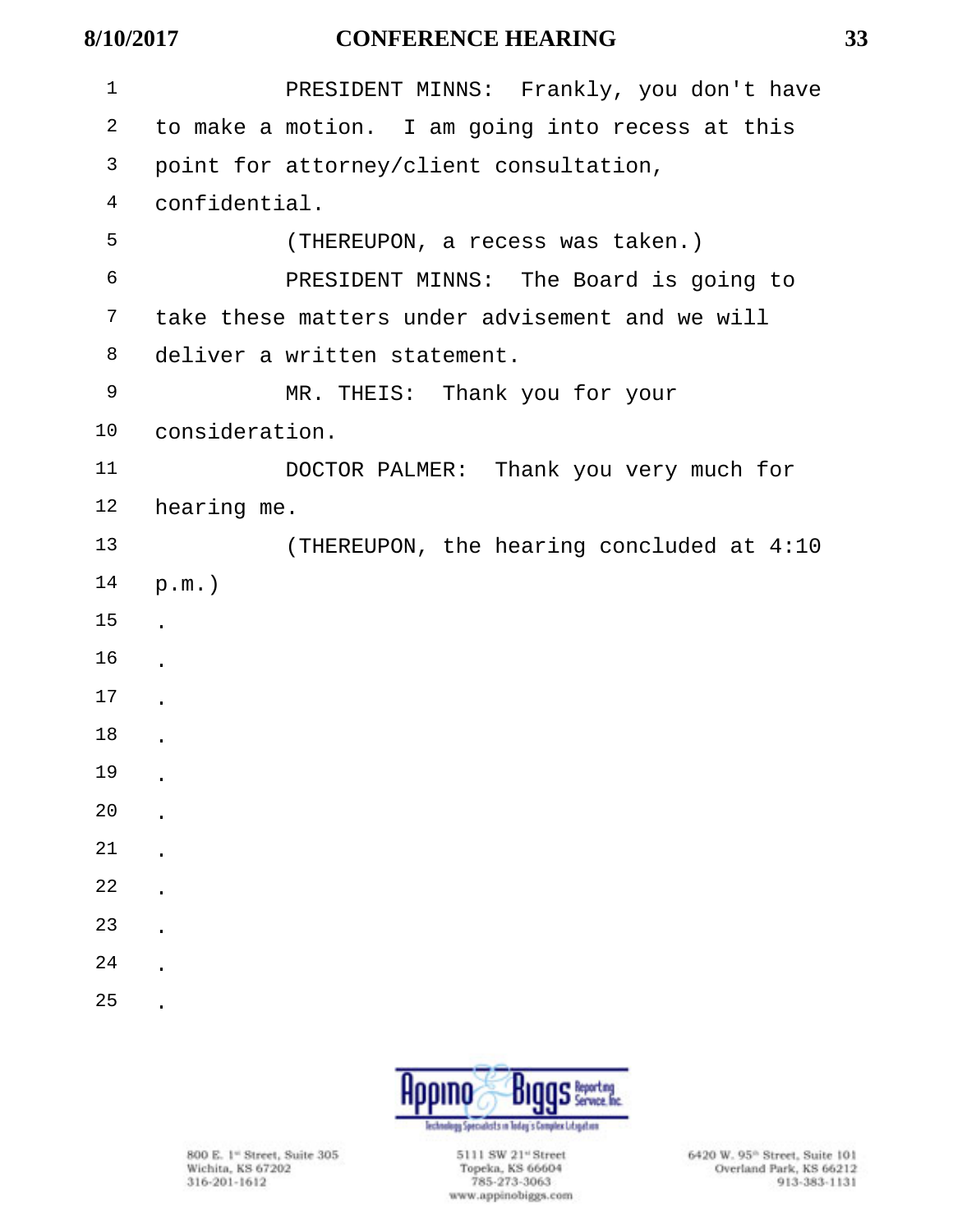PRESIDENT MINNS: Frankly, you don't have to make a motion. I am going into recess at this point for attorney/client consultation, confidential.

(THEREUPON, a recess was taken.)

PRESIDENT MINNS: The Board is going to take these matters under advisement and we will deliver a written statement.

MR. THEIS: Thank you for your consideration.

DOCTOR PALMER: Thank you very much for hearing me.

(THEREUPON, the hearing concluded at 4:10 p.m.)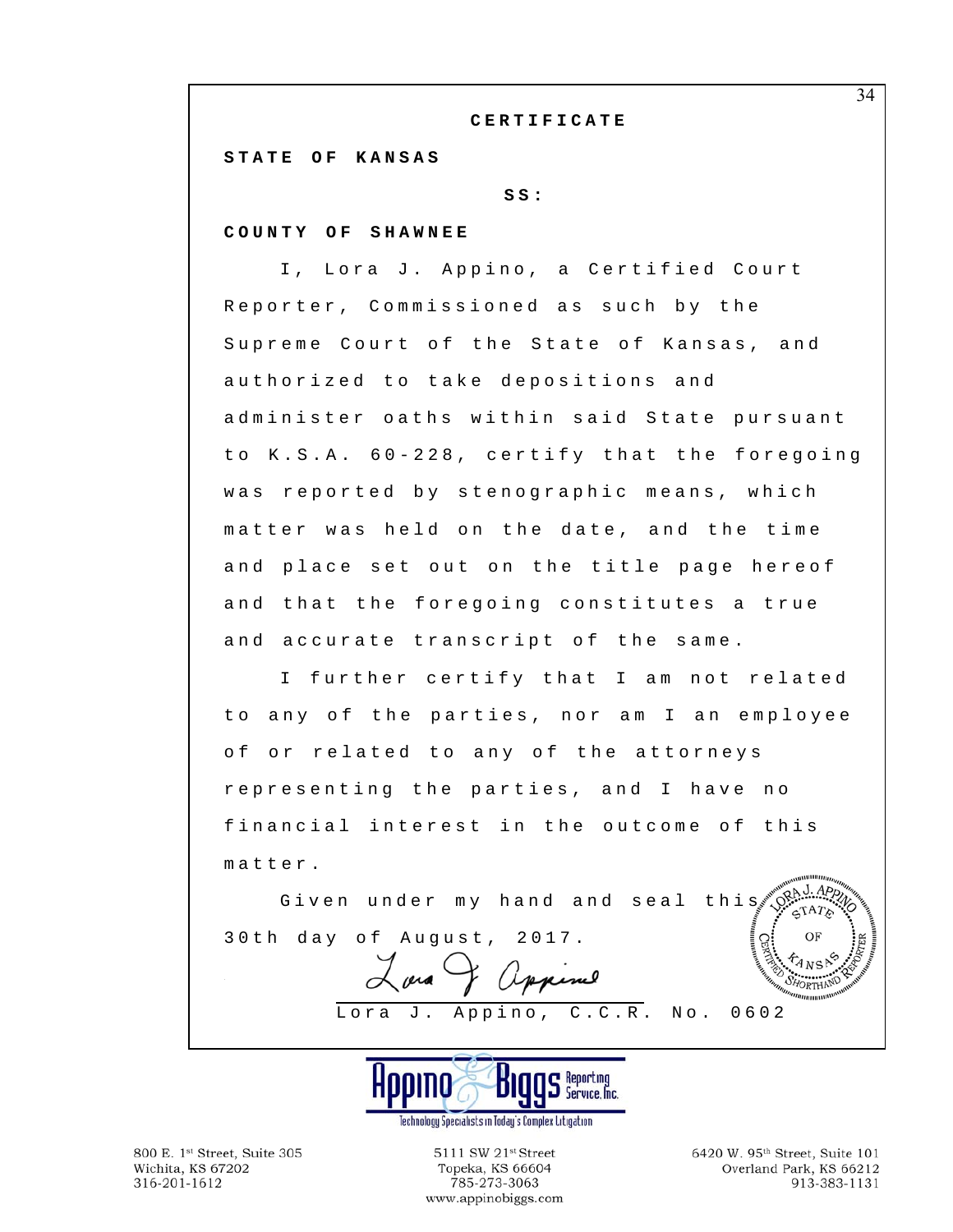**CERTIFICATE**

**STATE OF KANSAS**

**SS:**

**COUNTY OF SHAWNEE**

I, Lora J. Appino, a Certified Court Reporter, Commissioned as such by the Supreme Court of the State of Kansas, and authorized to take depositions and administer oaths within said State pursuant to K.S.A. 60-228, certify that the foregoing was reported by stenographic means, which matter was held on the date, and the time and place set out on the title page hereof and that the foregoing constitutes a true and accurate transcript of the same.

I further certify that I am not related to any of the parties, nor am I an employee of or related to any of the attorneys representing the parties, and I have no financial interest in the outcome of this matter.

Given under my hand and seal this 30th day of August, 2017.

LORA J. APPINO
STATE OF KANSAS
CERTIFIED SHORTHAND REPORTER

Lora J. Appino

Lora J. Appino, C.C.R. No. 0602

Appino Biggs Reporting Service, Inc.
Technology Specialists in Today's Complex Litigation

800 E. 1st Street, Suite 305
Wichita, KS 67202
316-201-1612

5111 SW 21st Street
Topeka, KS 66604
785-273-3063
www.appinobiggs.com

6420 W. 95th Street, Suite 101
Overland Park, KS 66212
913-383-1131